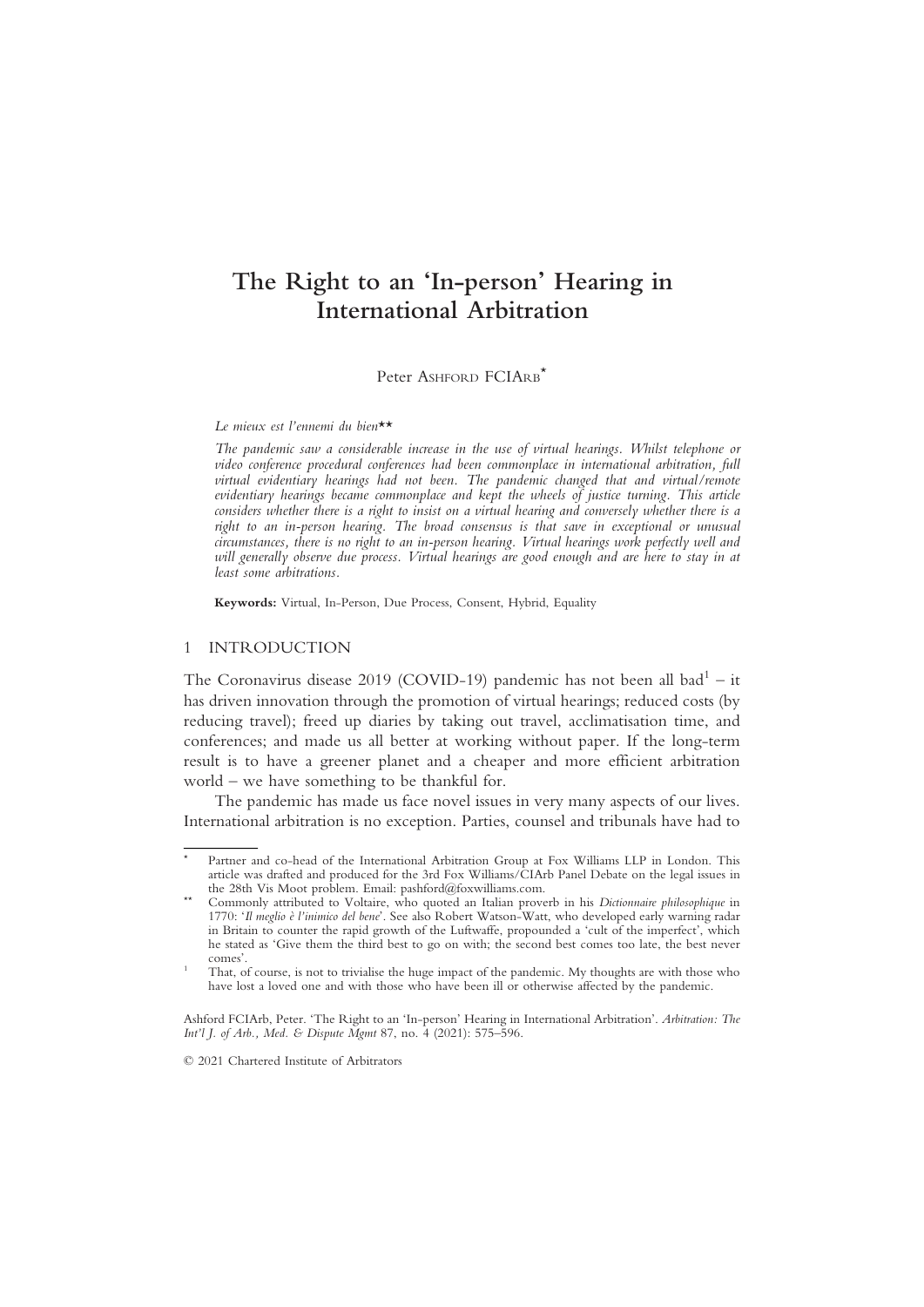# The Right to an 'In-person' Hearing in International Arbitration

Peter ASHFORD FCIARB[*]

*Le mieux est l'ennemi du bien*[**]

*The pandemic saw a considerable increase in the use of virtual hearings. Whilst telephone or video conference procedural conferences had been commonplace in international arbitration, full virtual evidentiary hearings had not been. The pandemic changed that and virtual/remote evidentiary hearings became commonplace and kept the wheels of justice turning. This article considers whether there is a right to insist on a virtual hearing and conversely whether there is a right to an in-person hearing. The broad consensus is that save in exceptional or unusual circumstances, there is no right to an in-person hearing. Virtual hearings work perfectly well and will generally observe due process. Virtual hearings are good enough and are here to stay in at least some arbitrations.*

**Keywords:** Virtual, In-Person, Due Process, Consent, Hybrid, Equality

## 1 INTRODUCTION

The Coronavirus disease 2019 (COVID-19) pandemic has not been all bad[1] – it has driven innovation through the promotion of virtual hearings; reduced costs (by reducing travel); freed up diaries by taking out travel, acclimatisation time, and conferences; and made us all better at working without paper. If the long-term result is to have a greener planet and a cheaper and more efficient arbitration world – we have something to be thankful for.

The pandemic has made us face novel issues in very many aspects of our lives. International arbitration is no exception. Parties, counsel and tribunals have had to

---

[*] Partner and co-head of the International Arbitration Group at Fox Williams LLP in London. This article was drafted and produced for the 3rd Fox Williams/CIArb Panel Debate on the legal issues in the 28th Vis Moot problem. Email: pashford@foxwilliams.com.

[**] Commonly attributed to Voltaire, who quoted an Italian proverb in his *Dictionnaire philosophique* in 1770: '*Il meglio è l'inimico del bene*'. See also Robert Watson-Watt, who developed early warning radar in Britain to counter the rapid growth of the Luftwaffe, propounded a 'cult of the imperfect', which he stated as 'Give them the third best to go on with; the second best comes too late, the best never comes'.

[1] That, of course, is not to trivialise the huge impact of the pandemic. My thoughts are with those who have lost a loved one and with those who have been ill or otherwise affected by the pandemic.

Ashford FCIArb, Peter. 'The Right to an 'In-person' Hearing in International Arbitration'. *Arbitration: The Int'l J. of Arb., Med. & Dispute Mgmt* 87, no. 4 (2021): 575–596.

© 2021 Chartered Institute of Arbitrators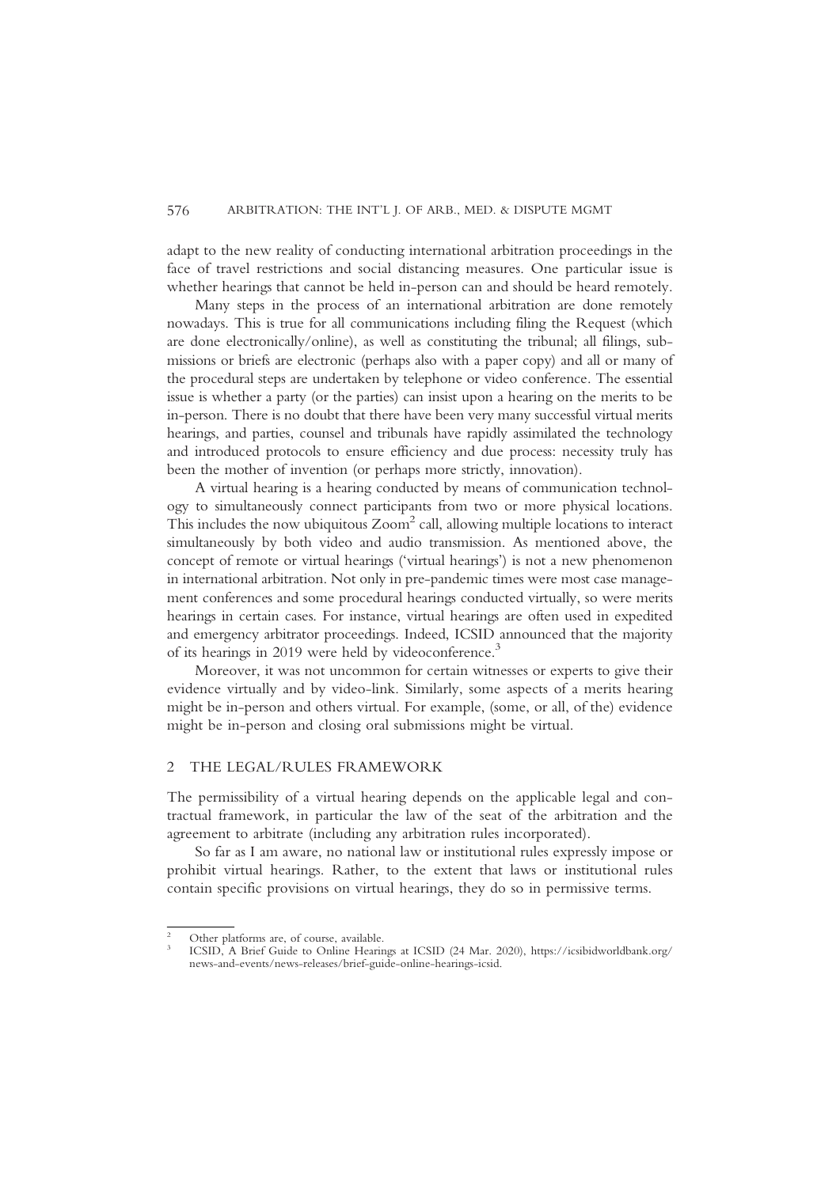adapt to the new reality of conducting international arbitration proceedings in the face of travel restrictions and social distancing measures. One particular issue is whether hearings that cannot be held in-person can and should be heard remotely.

Many steps in the process of an international arbitration are done remotely nowadays. This is true for all communications including filing the Request (which are done electronically/online), as well as constituting the tribunal; all filings, submissions or briefs are electronic (perhaps also with a paper copy) and all or many of the procedural steps are undertaken by telephone or video conference. The essential issue is whether a party (or the parties) can insist upon a hearing on the merits to be in-person. There is no doubt that there have been very many successful virtual merits hearings, and parties, counsel and tribunals have rapidly assimilated the technology and introduced protocols to ensure efficiency and due process: necessity truly has been the mother of invention (or perhaps more strictly, innovation).

A virtual hearing is a hearing conducted by means of communication technology to simultaneously connect participants from two or more physical locations. This includes the now ubiquitous Zoom[2] call, allowing multiple locations to interact simultaneously by both video and audio transmission. As mentioned above, the concept of remote or virtual hearings ('virtual hearings') is not a new phenomenon in international arbitration. Not only in pre-pandemic times were most case management conferences and some procedural hearings conducted virtually, so were merits hearings in certain cases. For instance, virtual hearings are often used in expedited and emergency arbitrator proceedings. Indeed, ICSID announced that the majority of its hearings in 2019 were held by videoconference.[3]

Moreover, it was not uncommon for certain witnesses or experts to give their evidence virtually and by video-link. Similarly, some aspects of a merits hearing might be in-person and others virtual. For example, (some, or all, of the) evidence might be in-person and closing oral submissions might be virtual.

## 2 THE LEGAL/RULES FRAMEWORK

The permissibility of a virtual hearing depends on the applicable legal and contractual framework, in particular the law of the seat of the arbitration and the agreement to arbitrate (including any arbitration rules incorporated).

So far as I am aware, no national law or institutional rules expressly impose or prohibit virtual hearings. Rather, to the extent that laws or institutional rules contain specific provisions on virtual hearings, they do so in permissive terms.

---

[2] Other platforms are, of course, available.

[3] ICSID, A Brief Guide to Online Hearings at ICSID (24 Mar. 2020), https://icsibidworldbank.org/news-and-events/news-releases/brief-guide-online-hearings-icsid.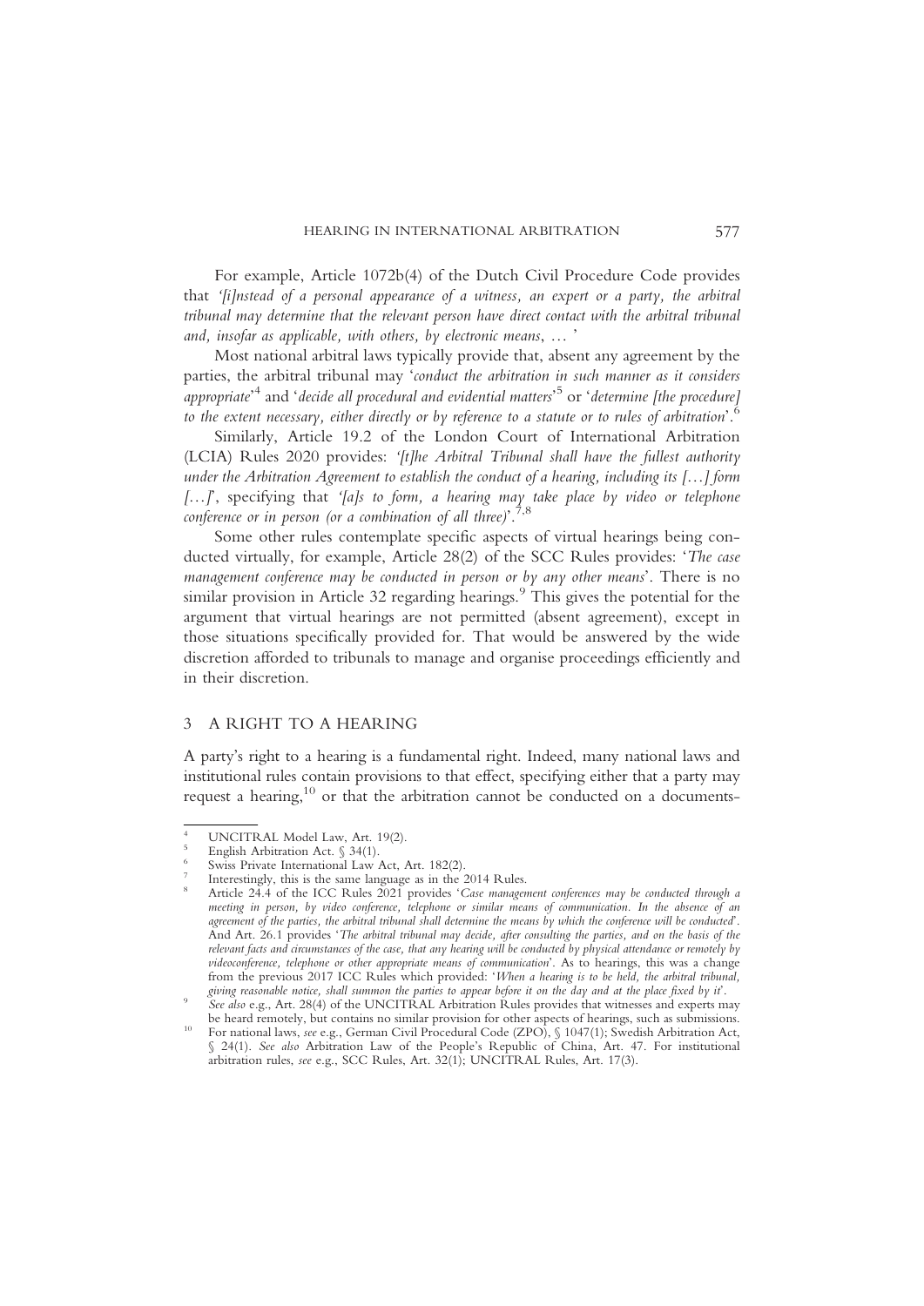For example, Article 1072b(4) of the Dutch Civil Procedure Code provides that *'[i]nstead of a personal appearance of a witness, an expert or a party, the arbitral tribunal may determine that the relevant person have direct contact with the arbitral tribunal and, insofar as applicable, with others, by electronic means, … '*

Most national arbitral laws typically provide that, absent any agreement by the parties, the arbitral tribunal may '*conduct the arbitration in such manner as it considers appropriate*'[4] and '*decide all procedural and evidential matters*'[5] or '*determine [the procedure] to the extent necessary, either directly or by reference to a statute or to rules of arbitration*'.[6]

Similarly, Article 19.2 of the London Court of International Arbitration (LCIA) Rules 2020 provides: *'[t]he Arbitral Tribunal shall have the fullest authority under the Arbitration Agreement to establish the conduct of a hearing, including its […] form […]'*, specifying that *'[a]s to form, a hearing may take place by video or telephone conference or in person (or a combination of all three)'*.[7,8]

Some other rules contemplate specific aspects of virtual hearings being conducted virtually, for example, Article 28(2) of the SCC Rules provides: '*The case management conference may be conducted in person or by any other means*'. There is no similar provision in Article 32 regarding hearings.[9] This gives the potential for the argument that virtual hearings are not permitted (absent agreement), except in those situations specifically provided for. That would be answered by the wide discretion afforded to tribunals to manage and organise proceedings efficiently and in their discretion.

## 3 A RIGHT TO A HEARING

A party's right to a hearing is a fundamental right. Indeed, many national laws and institutional rules contain provisions to that effect, specifying either that a party may request a hearing,[10] or that the arbitration cannot be conducted on a documents-

---

[4] UNCITRAL Model Law, Art. 19(2).

[5] English Arbitration Act. § 34(1).

[6] Swiss Private International Law Act, Art. 182(2).

[7] Interestingly, this is the same language as in the 2014 Rules.

[8] Article 24.4 of the ICC Rules 2021 provides '*Case management conferences may be conducted through a meeting in person, by video conference, telephone or similar means of communication. In the absence of an agreement of the parties, the arbitral tribunal shall determine the means by which the conference will be conducted*'. And Art. 26.1 provides '*The arbitral tribunal may decide, after consulting the parties, and on the basis of the relevant facts and circumstances of the case, that any hearing will be conducted by physical attendance or remotely by videoconference, telephone or other appropriate means of communication*'. As to hearings, this was a change from the previous 2017 ICC Rules which provided: '*When a hearing is to be held, the arbitral tribunal, giving reasonable notice, shall summon the parties to appear before it on the day and at the place fixed by it*'.

[9] *See also* e.g., Art. 28(4) of the UNCITRAL Arbitration Rules provides that witnesses and experts may be heard remotely, but contains no similar provision for other aspects of hearings, such as submissions.

[10] For national laws, *see* e.g., German Civil Procedural Code (ZPO), § 1047(1); Swedish Arbitration Act, § 24(1). *See also* Arbitration Law of the People's Republic of China, Art. 47. For institutional arbitration rules, *see* e.g., SCC Rules, Art. 32(1); UNCITRAL Rules, Art. 17(3).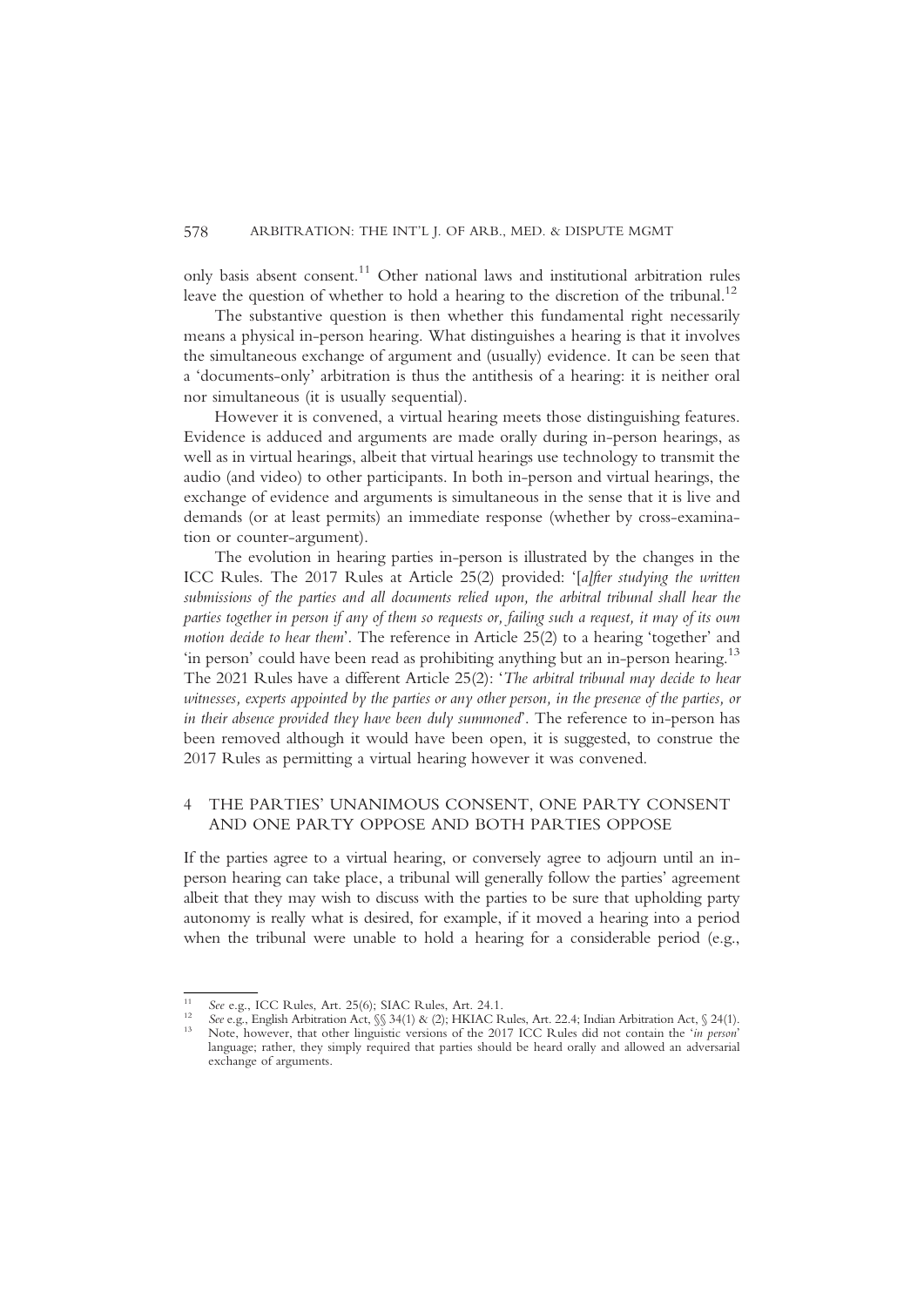only basis absent consent.[11] Other national laws and institutional arbitration rules leave the question of whether to hold a hearing to the discretion of the tribunal.[12]

The substantive question is then whether this fundamental right necessarily means a physical in-person hearing. What distinguishes a hearing is that it involves the simultaneous exchange of argument and (usually) evidence. It can be seen that a 'documents-only' arbitration is thus the antithesis of a hearing: it is neither oral nor simultaneous (it is usually sequential).

However it is convened, a virtual hearing meets those distinguishing features. Evidence is adduced and arguments are made orally during in-person hearings, as well as in virtual hearings, albeit that virtual hearings use technology to transmit the audio (and video) to other participants. In both in-person and virtual hearings, the exchange of evidence and arguments is simultaneous in the sense that it is live and demands (or at least permits) an immediate response (whether by cross-examination or counter-argument).

The evolution in hearing parties in-person is illustrated by the changes in the ICC Rules. The 2017 Rules at Article 25(2) provided: '*[a]fter studying the written submissions of the parties and all documents relied upon, the arbitral tribunal shall hear the parties together in person if any of them so requests or, failing such a request, it may of its own motion decide to hear them*'. The reference in Article 25(2) to a hearing 'together' and 'in person' could have been read as prohibiting anything but an in-person hearing.[13] The 2021 Rules have a different Article 25(2): '*The arbitral tribunal may decide to hear witnesses, experts appointed by the parties or any other person, in the presence of the parties, or in their absence provided they have been duly summoned*'. The reference to in-person has been removed although it would have been open, it is suggested, to construe the 2017 Rules as permitting a virtual hearing however it was convened.

## 4 THE PARTIES' UNANIMOUS CONSENT, ONE PARTY CONSENT AND ONE PARTY OPPOSE AND BOTH PARTIES OPPOSE

If the parties agree to a virtual hearing, or conversely agree to adjourn until an in-person hearing can take place, a tribunal will generally follow the parties' agreement albeit that they may wish to discuss with the parties to be sure that upholding party autonomy is really what is desired, for example, if it moved a hearing into a period when the tribunal were unable to hold a hearing for a considerable period (e.g.,

---

[11] *See* e.g., ICC Rules, Art. 25(6); SIAC Rules, Art. 24.1.

[12] *See* e.g., English Arbitration Act, §§ 34(1) & (2); HKIAC Rules, Art. 22.4; Indian Arbitration Act, § 24(1).

[13] Note, however, that other linguistic versions of the 2017 ICC Rules did not contain the '*in person*' language; rather, they simply required that parties should be heard orally and allowed an adversarial exchange of arguments.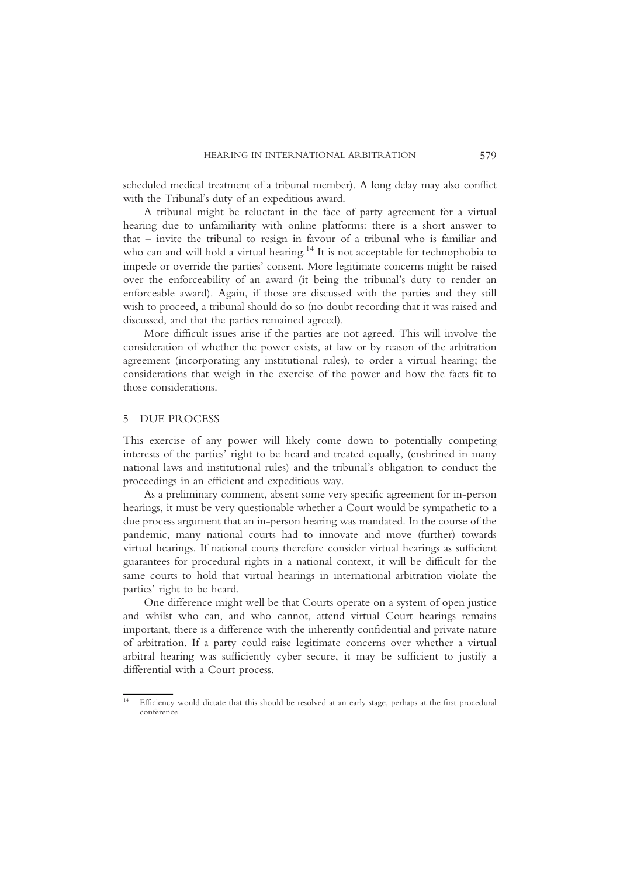scheduled medical treatment of a tribunal member). A long delay may also conflict with the Tribunal's duty of an expeditious award.

A tribunal might be reluctant in the face of party agreement for a virtual hearing due to unfamiliarity with online platforms: there is a short answer to that – invite the tribunal to resign in favour of a tribunal who is familiar and who can and will hold a virtual hearing.[14] It is not acceptable for technophobia to impede or override the parties' consent. More legitimate concerns might be raised over the enforceability of an award (it being the tribunal's duty to render an enforceable award). Again, if those are discussed with the parties and they still wish to proceed, a tribunal should do so (no doubt recording that it was raised and discussed, and that the parties remained agreed).

More difficult issues arise if the parties are not agreed. This will involve the consideration of whether the power exists, at law or by reason of the arbitration agreement (incorporating any institutional rules), to order a virtual hearing; the considerations that weigh in the exercise of the power and how the facts fit to those considerations.

## 5 DUE PROCESS

This exercise of any power will likely come down to potentially competing interests of the parties' right to be heard and treated equally, (enshrined in many national laws and institutional rules) and the tribunal's obligation to conduct the proceedings in an efficient and expeditious way.

As a preliminary comment, absent some very specific agreement for in-person hearings, it must be very questionable whether a Court would be sympathetic to a due process argument that an in-person hearing was mandated. In the course of the pandemic, many national courts had to innovate and move (further) towards virtual hearings. If national courts therefore consider virtual hearings as sufficient guarantees for procedural rights in a national context, it will be difficult for the same courts to hold that virtual hearings in international arbitration violate the parties' right to be heard.

One difference might well be that Courts operate on a system of open justice and whilst who can, and who cannot, attend virtual Court hearings remains important, there is a difference with the inherently confidential and private nature of arbitration. If a party could raise legitimate concerns over whether a virtual arbitral hearing was sufficiently cyber secure, it may be sufficient to justify a differential with a Court process.

---

[14] Efficiency would dictate that this should be resolved at an early stage, perhaps at the first procedural conference.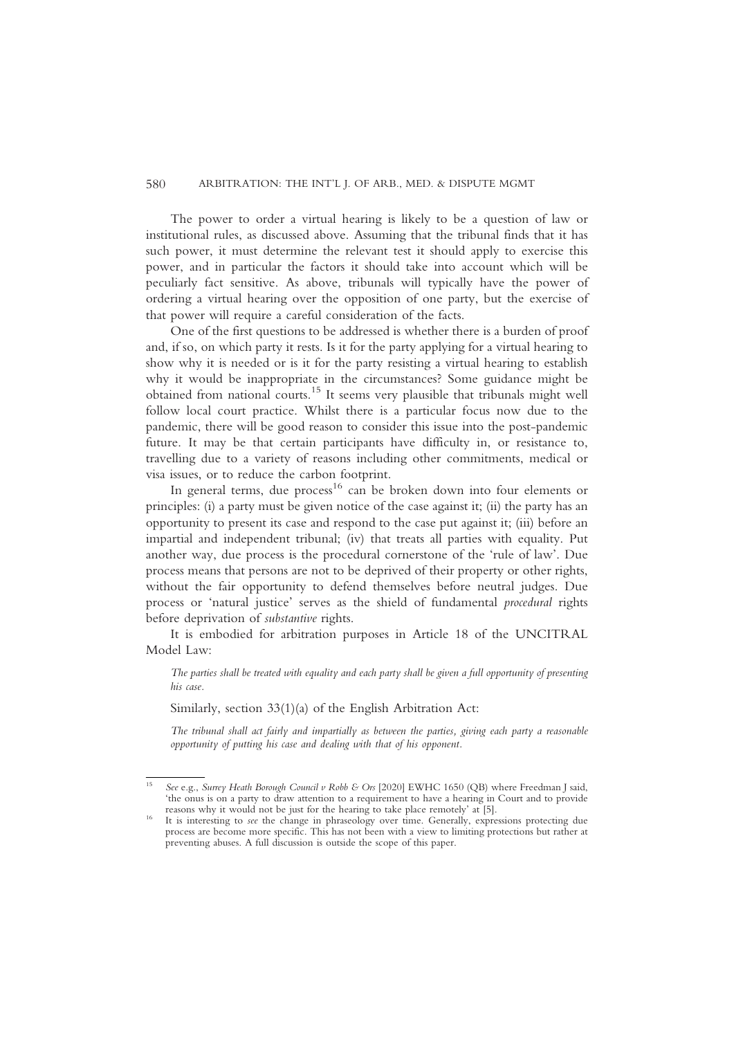The power to order a virtual hearing is likely to be a question of law or institutional rules, as discussed above. Assuming that the tribunal finds that it has such power, it must determine the relevant test it should apply to exercise this power, and in particular the factors it should take into account which will be peculiarly fact sensitive. As above, tribunals will typically have the power of ordering a virtual hearing over the opposition of one party, but the exercise of that power will require a careful consideration of the facts.

One of the first questions to be addressed is whether there is a burden of proof and, if so, on which party it rests. Is it for the party applying for a virtual hearing to show why it is needed or is it for the party resisting a virtual hearing to establish why it would be inappropriate in the circumstances? Some guidance might be obtained from national courts.[15] It seems very plausible that tribunals might well follow local court practice. Whilst there is a particular focus now due to the pandemic, there will be good reason to consider this issue into the post-pandemic future. It may be that certain participants have difficulty in, or resistance to, travelling due to a variety of reasons including other commitments, medical or visa issues, or to reduce the carbon footprint.

In general terms, due process[16] can be broken down into four elements or principles: (i) a party must be given notice of the case against it; (ii) the party has an opportunity to present its case and respond to the case put against it; (iii) before an impartial and independent tribunal; (iv) that treats all parties with equality. Put another way, due process is the procedural cornerstone of the 'rule of law'. Due process means that persons are not to be deprived of their property or other rights, without the fair opportunity to defend themselves before neutral judges. Due process or 'natural justice' serves as the shield of fundamental *procedural* rights before deprivation of *substantive* rights.

It is embodied for arbitration purposes in Article 18 of the UNCITRAL Model Law:

> *The parties shall be treated with equality and each party shall be given a full opportunity of presenting his case.*

Similarly, section 33(1)(a) of the English Arbitration Act:

> *The tribunal shall act fairly and impartially as between the parties, giving each party a reasonable opportunity of putting his case and dealing with that of his opponent.*

---

[15] *See* e.g., *Surrey Heath Borough Council v Robb & Ors* [2020] EWHC 1650 (QB) where Freedman J said, 'the onus is on a party to draw attention to a requirement to have a hearing in Court and to provide reasons why it would not be just for the hearing to take place remotely' at [5].

[16] It is interesting to *see* the change in phraseology over time. Generally, expressions protecting due process are become more specific. This has not been with a view to limiting protections but rather at preventing abuses. A full discussion is outside the scope of this paper.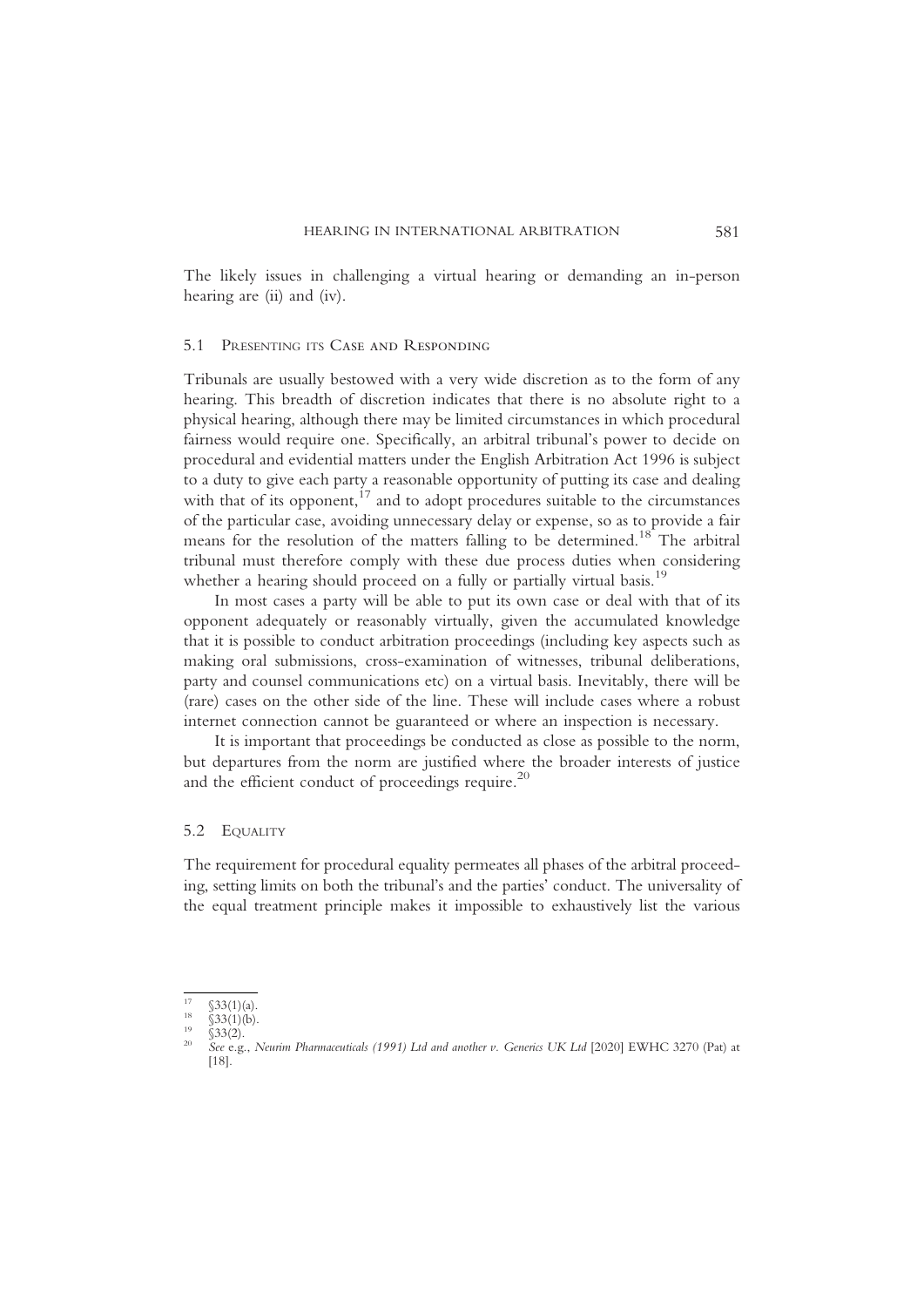The likely issues in challenging a virtual hearing or demanding an in-person hearing are (ii) and (iv).

### 5.1 Presenting its Case and Responding

Tribunals are usually bestowed with a very wide discretion as to the form of any hearing. This breadth of discretion indicates that there is no absolute right to a physical hearing, although there may be limited circumstances in which procedural fairness would require one. Specifically, an arbitral tribunal's power to decide on procedural and evidential matters under the English Arbitration Act 1996 is subject to a duty to give each party a reasonable opportunity of putting its case and dealing with that of its opponent,[17] and to adopt procedures suitable to the circumstances of the particular case, avoiding unnecessary delay or expense, so as to provide a fair means for the resolution of the matters falling to be determined.[18] The arbitral tribunal must therefore comply with these due process duties when considering whether a hearing should proceed on a fully or partially virtual basis.[19]

In most cases a party will be able to put its own case or deal with that of its opponent adequately or reasonably virtually, given the accumulated knowledge that it is possible to conduct arbitration proceedings (including key aspects such as making oral submissions, cross-examination of witnesses, tribunal deliberations, party and counsel communications etc) on a virtual basis. Inevitably, there will be (rare) cases on the other side of the line. These will include cases where a robust internet connection cannot be guaranteed or where an inspection is necessary.

It is important that proceedings be conducted as close as possible to the norm, but departures from the norm are justified where the broader interests of justice and the efficient conduct of proceedings require.[20]

### 5.2 Equality

The requirement for procedural equality permeates all phases of the arbitral proceeding, setting limits on both the tribunal's and the parties' conduct. The universality of the equal treatment principle makes it impossible to exhaustively list the various

---

[17] §33(1)(a).

[18] §33(1)(b).

[19] §33(2).

[20] *See* e.g., *Neurim Pharmaceuticals (1991) Ltd and another v. Generics UK Ltd* [2020] EWHC 3270 (Pat) at [18].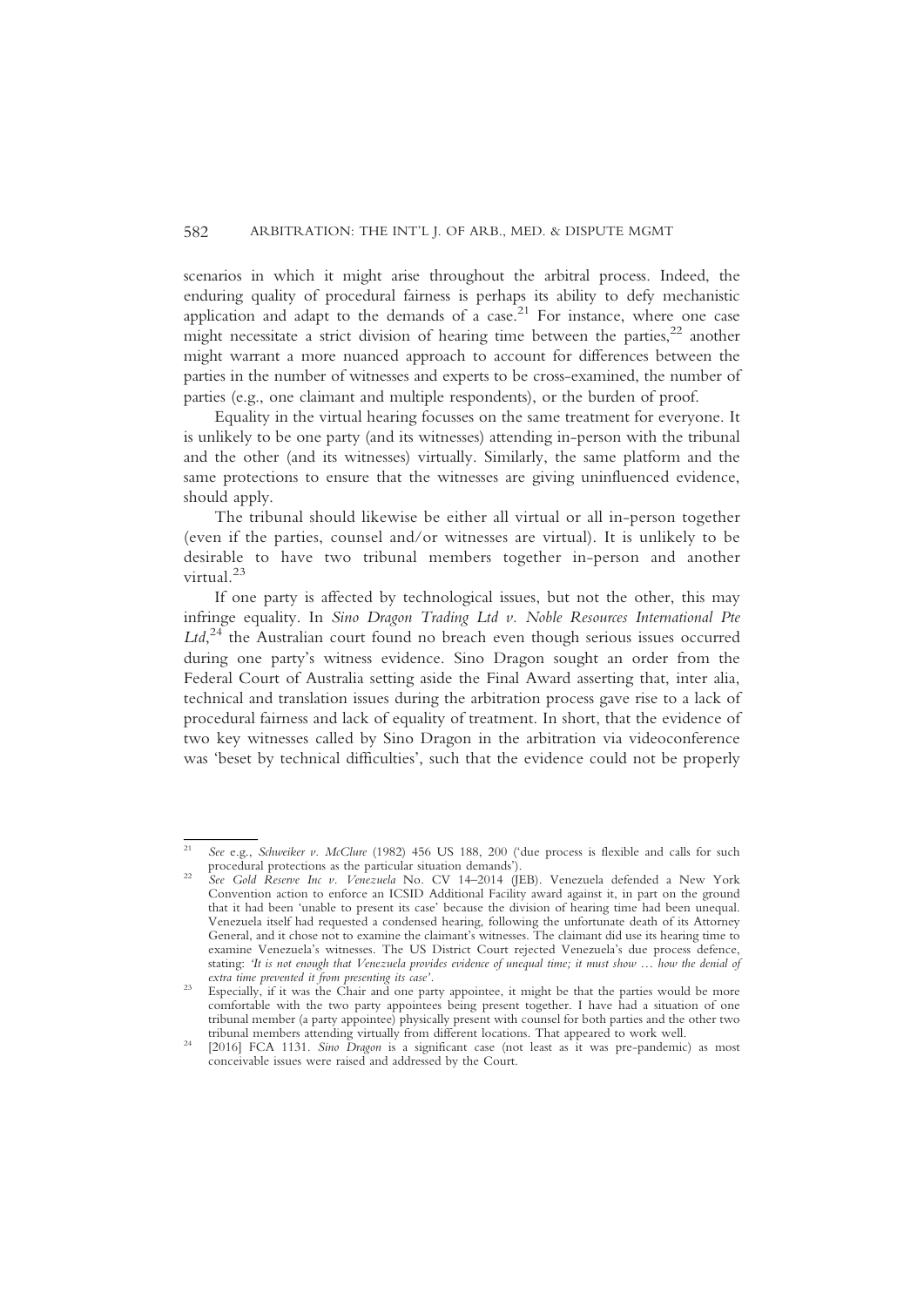scenarios in which it might arise throughout the arbitral process. Indeed, the enduring quality of procedural fairness is perhaps its ability to defy mechanistic application and adapt to the demands of a case.[21] For instance, where one case might necessitate a strict division of hearing time between the parties,[22] another might warrant a more nuanced approach to account for differences between the parties in the number of witnesses and experts to be cross-examined, the number of parties (e.g., one claimant and multiple respondents), or the burden of proof.

Equality in the virtual hearing focusses on the same treatment for everyone. It is unlikely to be one party (and its witnesses) attending in-person with the tribunal and the other (and its witnesses) virtually. Similarly, the same platform and the same protections to ensure that the witnesses are giving uninfluenced evidence, should apply.

The tribunal should likewise be either all virtual or all in-person together (even if the parties, counsel and/or witnesses are virtual). It is unlikely to be desirable to have two tribunal members together in-person and another virtual.[23]

If one party is affected by technological issues, but not the other, this may infringe equality. In *Sino Dragon Trading Ltd v. Noble Resources International Pte Ltd*,[24] the Australian court found no breach even though serious issues occurred during one party's witness evidence. Sino Dragon sought an order from the Federal Court of Australia setting aside the Final Award asserting that, inter alia, technical and translation issues during the arbitration process gave rise to a lack of procedural fairness and lack of equality of treatment. In short, that the evidence of two key witnesses called by Sino Dragon in the arbitration via videoconference was 'beset by technical difficulties', such that the evidence could not be properly

---

[21] *See* e.g., *Schweiker v. McClure* (1982) 456 US 188, 200 ('due process is flexible and calls for such procedural protections as the particular situation demands').

[22] *See Gold Reserve Inc v. Venezuela* No. CV 14–2014 (JEB). Venezuela defended a New York Convention action to enforce an ICSID Additional Facility award against it, in part on the ground that it had been 'unable to present its case' because the division of hearing time had been unequal. Venezuela itself had requested a condensed hearing, following the unfortunate death of its Attorney General, and it chose not to examine the claimant's witnesses. The claimant did use its hearing time to examine Venezuela's witnesses. The US District Court rejected Venezuela's due process defence, stating: *'It is not enough that Venezuela provides evidence of unequal time; it must show … how the denial of extra time prevented it from presenting its case'*.

[23] Especially, if it was the Chair and one party appointee, it might be that the parties would be more comfortable with the two party appointees being present together. I have had a situation of one tribunal member (a party appointee) physically present with counsel for both parties and the other two tribunal members attending virtually from different locations. That appeared to work well.

[24] [2016] FCA 1131. *Sino Dragon* is a significant case (not least as it was pre-pandemic) as most conceivable issues were raised and addressed by the Court.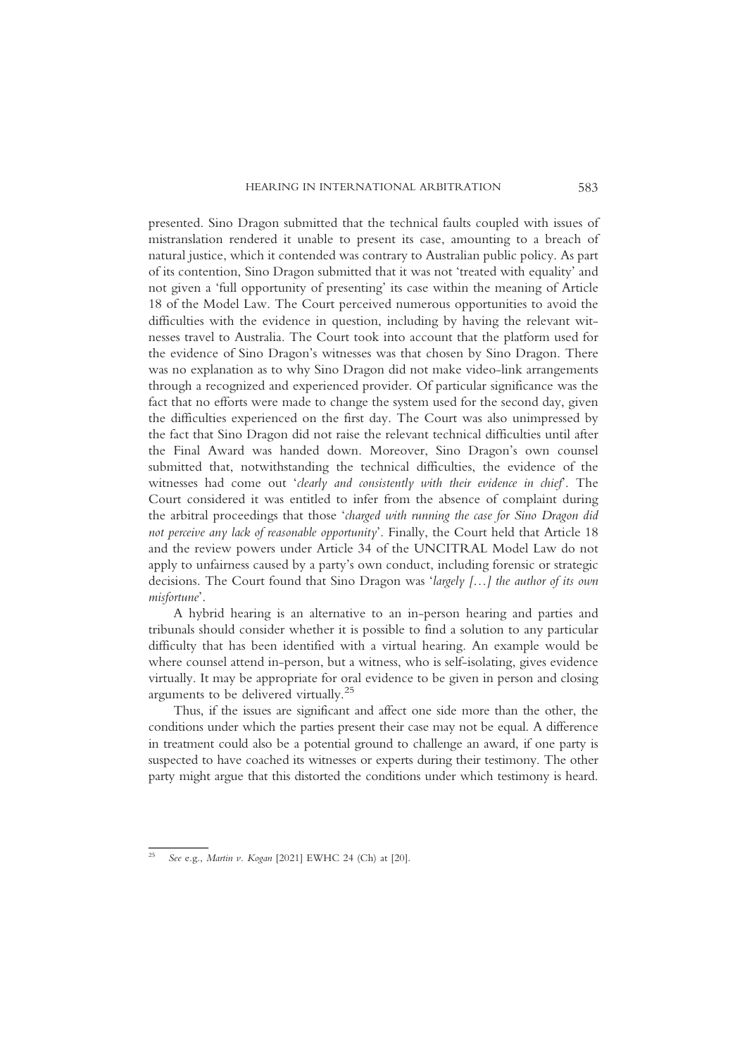presented. Sino Dragon submitted that the technical faults coupled with issues of mistranslation rendered it unable to present its case, amounting to a breach of natural justice, which it contended was contrary to Australian public policy. As part of its contention, Sino Dragon submitted that it was not 'treated with equality' and not given a 'full opportunity of presenting' its case within the meaning of Article 18 of the Model Law. The Court perceived numerous opportunities to avoid the difficulties with the evidence in question, including by having the relevant witnesses travel to Australia. The Court took into account that the platform used for the evidence of Sino Dragon's witnesses was that chosen by Sino Dragon. There was no explanation as to why Sino Dragon did not make video-link arrangements through a recognized and experienced provider. Of particular significance was the fact that no efforts were made to change the system used for the second day, given the difficulties experienced on the first day. The Court was also unimpressed by the fact that Sino Dragon did not raise the relevant technical difficulties until after the Final Award was handed down. Moreover, Sino Dragon's own counsel submitted that, notwithstanding the technical difficulties, the evidence of the witnesses had come out '*clearly and consistently with their evidence in chief*'. The Court considered it was entitled to infer from the absence of complaint during the arbitral proceedings that those '*charged with running the case for Sino Dragon did not perceive any lack of reasonable opportunity*'. Finally, the Court held that Article 18 and the review powers under Article 34 of the UNCITRAL Model Law do not apply to unfairness caused by a party's own conduct, including forensic or strategic decisions. The Court found that Sino Dragon was '*largely […] the author of its own misfortune*'.

A hybrid hearing is an alternative to an in-person hearing and parties and tribunals should consider whether it is possible to find a solution to any particular difficulty that has been identified with a virtual hearing. An example would be where counsel attend in-person, but a witness, who is self-isolating, gives evidence virtually. It may be appropriate for oral evidence to be given in person and closing arguments to be delivered virtually.[25]

Thus, if the issues are significant and affect one side more than the other, the conditions under which the parties present their case may not be equal. A difference in treatment could also be a potential ground to challenge an award, if one party is suspected to have coached its witnesses or experts during their testimony. The other party might argue that this distorted the conditions under which testimony is heard.

[25] *See* e.g., *Martin v. Kogan* [2021] EWHC 24 (Ch) at [20].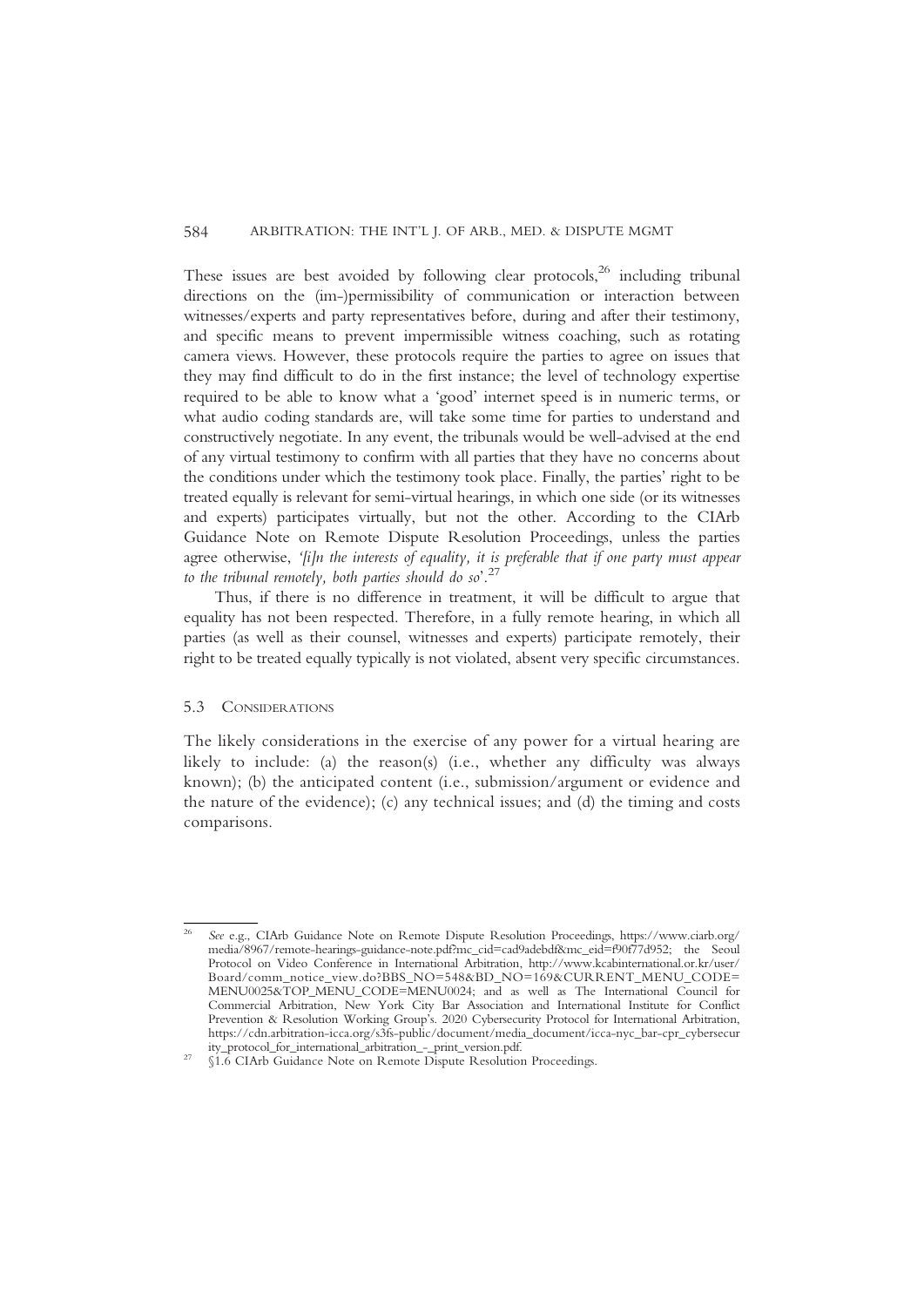These issues are best avoided by following clear protocols,[26] including tribunal directions on the (im-)permissibility of communication or interaction between witnesses/experts and party representatives before, during and after their testimony, and specific means to prevent impermissible witness coaching, such as rotating camera views. However, these protocols require the parties to agree on issues that they may find difficult to do in the first instance; the level of technology expertise required to be able to know what a 'good' internet speed is in numeric terms, or what audio coding standards are, will take some time for parties to understand and constructively negotiate. In any event, the tribunals would be well-advised at the end of any virtual testimony to confirm with all parties that they have no concerns about the conditions under which the testimony took place. Finally, the parties' right to be treated equally is relevant for semi-virtual hearings, in which one side (or its witnesses and experts) participates virtually, but not the other. According to the CIArb Guidance Note on Remote Dispute Resolution Proceedings, unless the parties agree otherwise, *'[i]n the interests of equality, it is preferable that if one party must appear to the tribunal remotely, both parties should do so'*.[27]

Thus, if there is no difference in treatment, it will be difficult to argue that equality has not been respected. Therefore, in a fully remote hearing, in which all parties (as well as their counsel, witnesses and experts) participate remotely, their right to be treated equally typically is not violated, absent very specific circumstances.

### 5.3 Considerations

The likely considerations in the exercise of any power for a virtual hearing are likely to include: (a) the reason(s) (i.e., whether any difficulty was always known); (b) the anticipated content (i.e., submission/argument or evidence and the nature of the evidence); (c) any technical issues; and (d) the timing and costs comparisons.

---

[26] *See* e.g., CIArb Guidance Note on Remote Dispute Resolution Proceedings, https://www.ciarb.org/media/8967/remote-hearings-guidance-note.pdf?mc_cid=cad9adebdf&mc_eid=f90f77d952; the Seoul Protocol on Video Conference in International Arbitration, http://www.kcabinternational.or.kr/user/Board/comm_notice_view.do?BBS_NO=548&BD_NO=169&CURRENT_MENU_CODE=MENU0025&TOP_MENU_CODE=MENU0024; and as well as The International Council for Commercial Arbitration, New York City Bar Association and International Institute for Conflict Prevention & Resolution Working Group's. 2020 Cybersecurity Protocol for International Arbitration, https://cdn.arbitration-icca.org/s3fs-public/document/media_document/icca-nyc_bar-cpr_cybersecurity_protocol_for_international_arbitration_-_print_version.pdf.

[27] §1.6 CIArb Guidance Note on Remote Dispute Resolution Proceedings.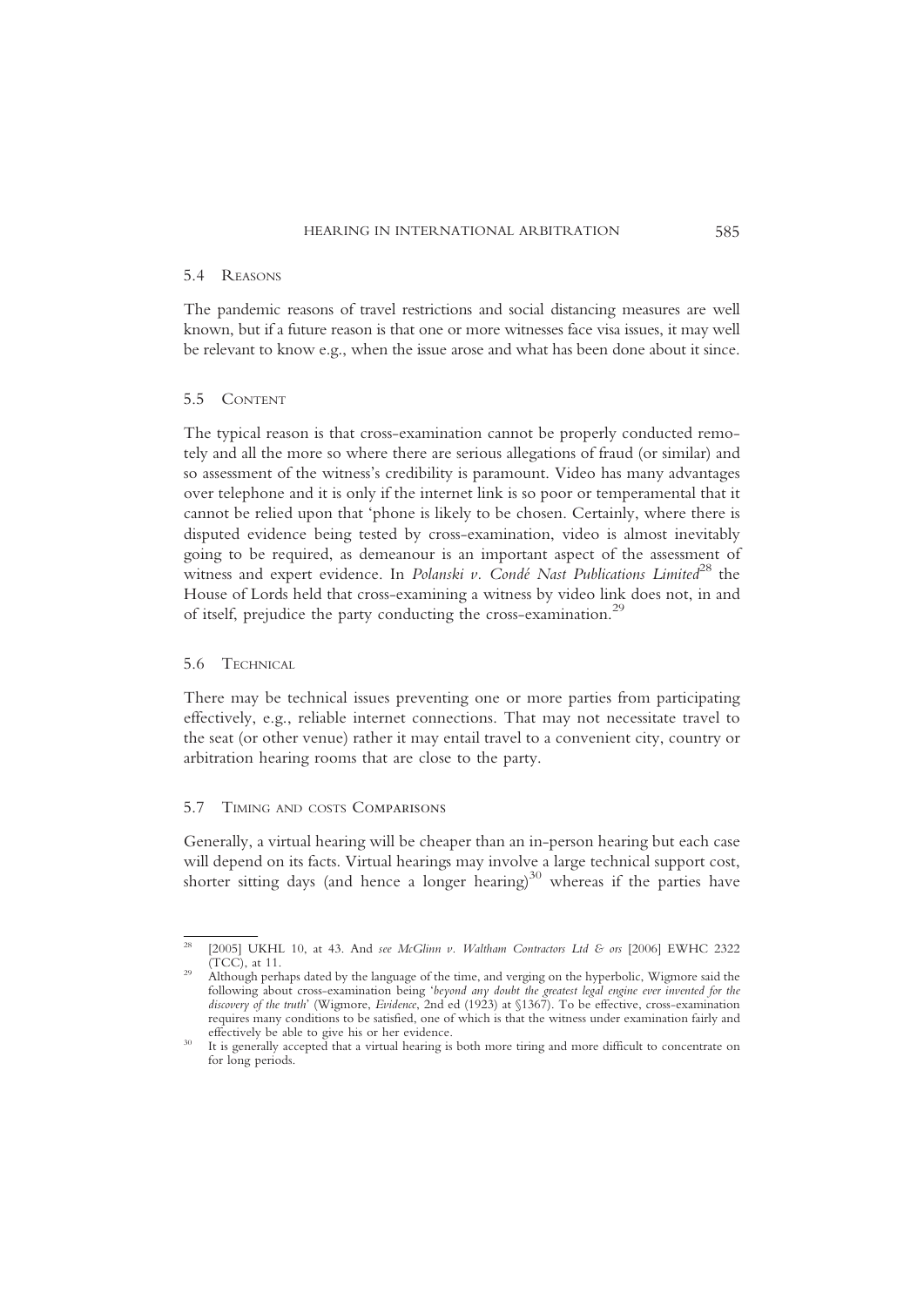### 5.4 Reasons

The pandemic reasons of travel restrictions and social distancing measures are well known, but if a future reason is that one or more witnesses face visa issues, it may well be relevant to know e.g., when the issue arose and what has been done about it since.

### 5.5 Content

The typical reason is that cross-examination cannot be properly conducted remotely and all the more so where there are serious allegations of fraud (or similar) and so assessment of the witness's credibility is paramount. Video has many advantages over telephone and it is only if the internet link is so poor or temperamental that it cannot be relied upon that 'phone is likely to be chosen. Certainly, where there is disputed evidence being tested by cross-examination, video is almost inevitably going to be required, as demeanour is an important aspect of the assessment of witness and expert evidence. In *Polanski v. Condé Nast Publications Limited*[28] the House of Lords held that cross-examining a witness by video link does not, in and of itself, prejudice the party conducting the cross-examination.[29]

### 5.6 Technical

There may be technical issues preventing one or more parties from participating effectively, e.g., reliable internet connections. That may not necessitate travel to the seat (or other venue) rather it may entail travel to a convenient city, country or arbitration hearing rooms that are close to the party.

### 5.7 Timing and costs Comparisons

Generally, a virtual hearing will be cheaper than an in-person hearing but each case will depend on its facts. Virtual hearings may involve a large technical support cost, shorter sitting days (and hence a longer hearing)[30] whereas if the parties have

---

[28] [2005] UKHL 10, at 43. And *see McGlinn v. Waltham Contractors Ltd & ors* [2006] EWHC 2322 (TCC), at 11.

[29] Although perhaps dated by the language of the time, and verging on the hyperbolic, Wigmore said the following about cross-examination being '*beyond any doubt the greatest legal engine ever invented for the discovery of the truth*' (Wigmore, *Evidence*, 2nd ed (1923) at §1367). To be effective, cross-examination requires many conditions to be satisfied, one of which is that the witness under examination fairly and effectively be able to give his or her evidence.

[30] It is generally accepted that a virtual hearing is both more tiring and more difficult to concentrate on for long periods.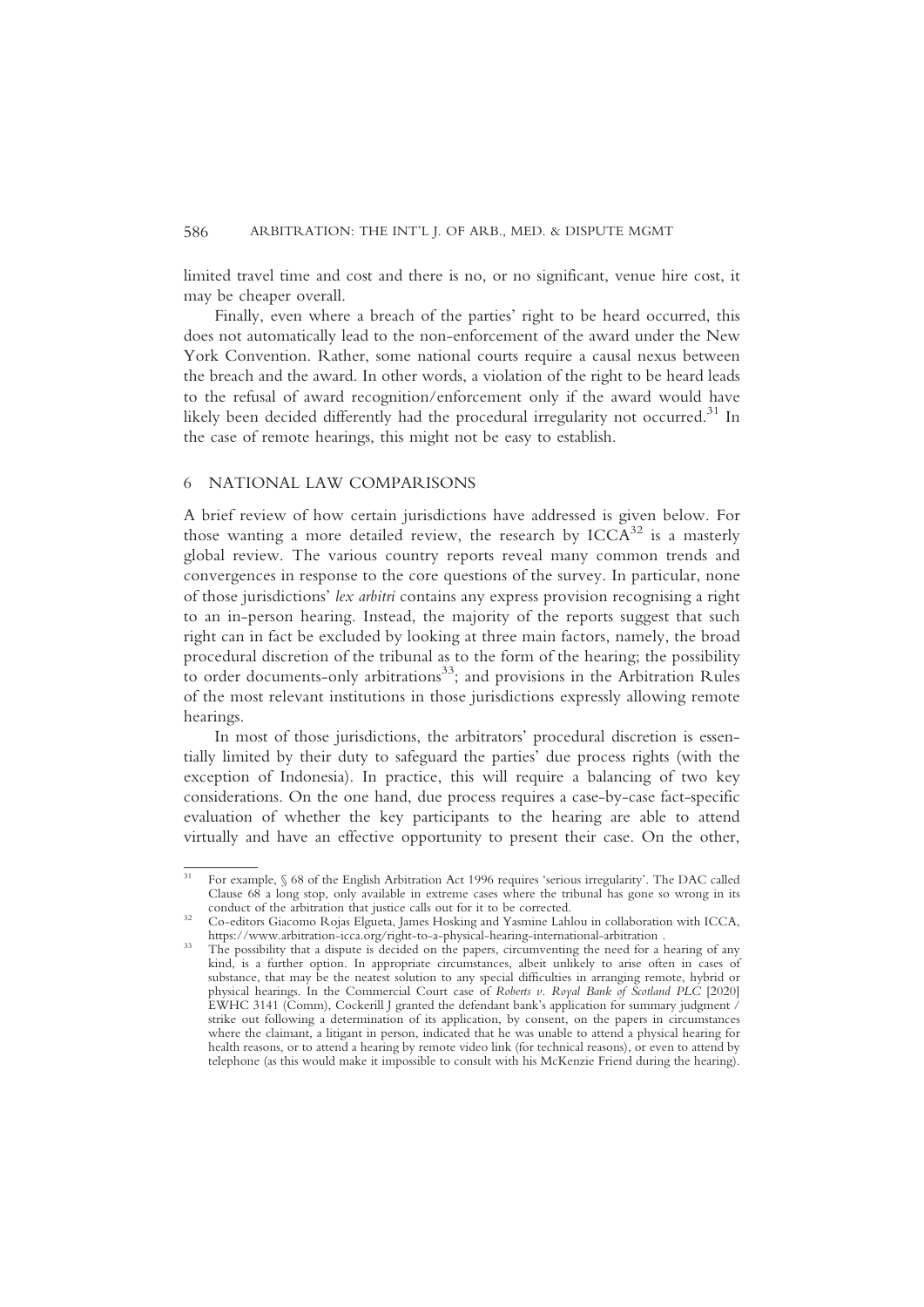limited travel time and cost and there is no, or no significant, venue hire cost, it may be cheaper overall.

Finally, even where a breach of the parties' right to be heard occurred, this does not automatically lead to the non-enforcement of the award under the New York Convention. Rather, some national courts require a causal nexus between the breach and the award. In other words, a violation of the right to be heard leads to the refusal of award recognition/enforcement only if the award would have likely been decided differently had the procedural irregularity not occurred.[31] In the case of remote hearings, this might not be easy to establish.

## 6 NATIONAL LAW COMPARISONS

A brief review of how certain jurisdictions have addressed is given below. For those wanting a more detailed review, the research by ICCA[32] is a masterly global review. The various country reports reveal many common trends and convergences in response to the core questions of the survey. In particular, none of those jurisdictions' *lex arbitri* contains any express provision recognising a right to an in-person hearing. Instead, the majority of the reports suggest that such right can in fact be excluded by looking at three main factors, namely, the broad procedural discretion of the tribunal as to the form of the hearing; the possibility to order documents-only arbitrations[33]; and provisions in the Arbitration Rules of the most relevant institutions in those jurisdictions expressly allowing remote hearings.

In most of those jurisdictions, the arbitrators' procedural discretion is essentially limited by their duty to safeguard the parties' due process rights (with the exception of Indonesia). In practice, this will require a balancing of two key considerations. On the one hand, due process requires a case-by-case fact-specific evaluation of whether the key participants to the hearing are able to attend virtually and have an effective opportunity to present their case. On the other,

---

[31] For example, § 68 of the English Arbitration Act 1996 requires 'serious irregularity'. The DAC called Clause 68 a long stop, only available in extreme cases where the tribunal has gone so wrong in its conduct of the arbitration that justice calls out for it to be corrected.

[32] Co-editors Giacomo Rojas Elgueta, James Hosking and Yasmine Lahlou in collaboration with ICCA, https://www.arbitration-icca.org/right-to-a-physical-hearing-international-arbitration .

[33] The possibility that a dispute is decided on the papers, circumventing the need for a hearing of any kind, is a further option. In appropriate circumstances, albeit unlikely to arise often in cases of substance, that may be the neatest solution to any special difficulties in arranging remote, hybrid or physical hearings. In the Commercial Court case of *Roberts v. Royal Bank of Scotland PLC* [2020] EWHC 3141 (Comm), Cockerill J granted the defendant bank's application for summary judgment / strike out following a determination of its application, by consent, on the papers in circumstances where the claimant, a litigant in person, indicated that he was unable to attend a physical hearing for health reasons, or to attend a hearing by remote video link (for technical reasons), or even to attend by telephone (as this would make it impossible to consult with his McKenzie Friend during the hearing).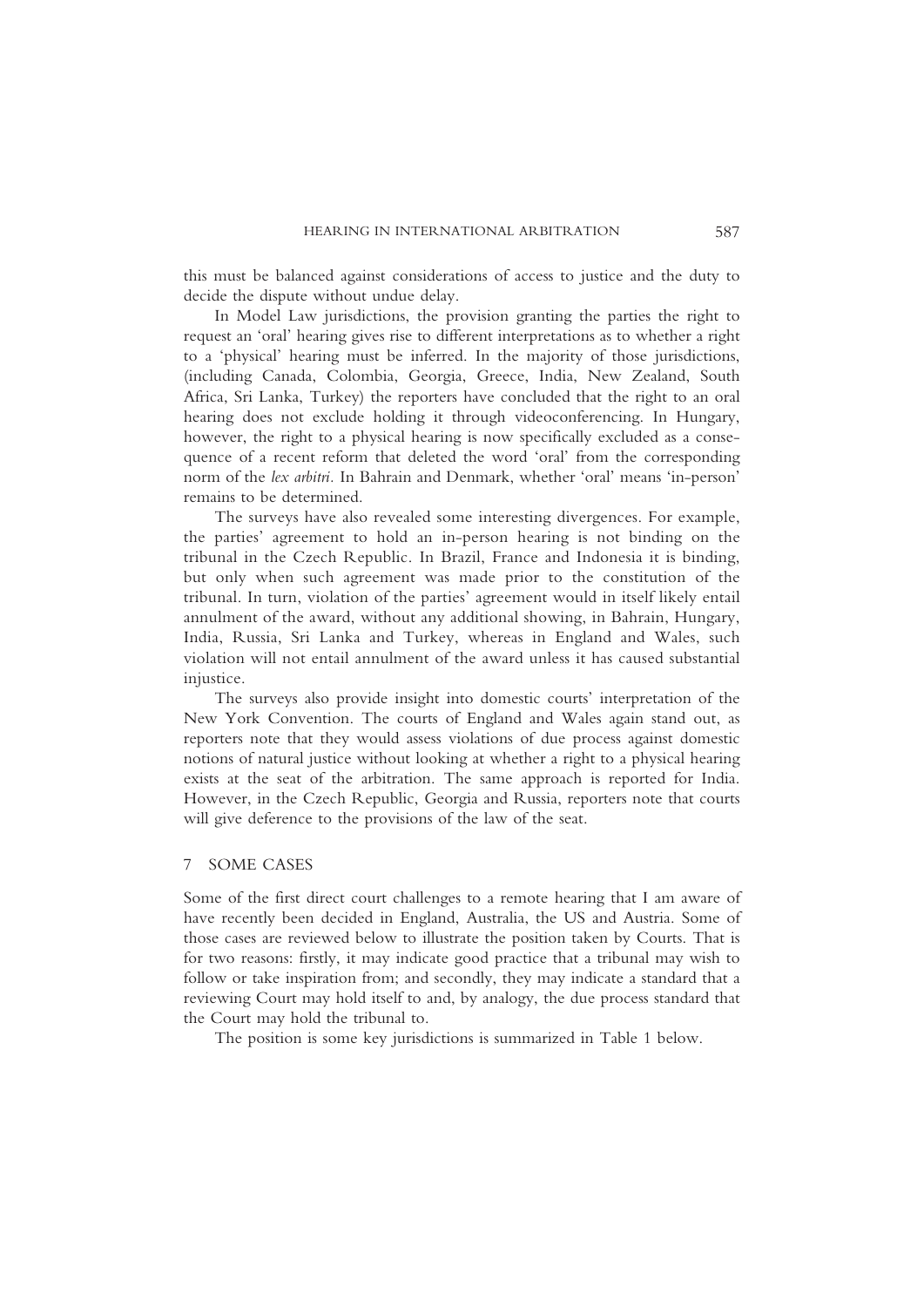this must be balanced against considerations of access to justice and the duty to decide the dispute without undue delay.

In Model Law jurisdictions, the provision granting the parties the right to request an 'oral' hearing gives rise to different interpretations as to whether a right to a 'physical' hearing must be inferred. In the majority of those jurisdictions, (including Canada, Colombia, Georgia, Greece, India, New Zealand, South Africa, Sri Lanka, Turkey) the reporters have concluded that the right to an oral hearing does not exclude holding it through videoconferencing. In Hungary, however, the right to a physical hearing is now specifically excluded as a consequence of a recent reform that deleted the word 'oral' from the corresponding norm of the *lex arbitri*. In Bahrain and Denmark, whether 'oral' means 'in-person' remains to be determined.

The surveys have also revealed some interesting divergences. For example, the parties' agreement to hold an in-person hearing is not binding on the tribunal in the Czech Republic. In Brazil, France and Indonesia it is binding, but only when such agreement was made prior to the constitution of the tribunal. In turn, violation of the parties' agreement would in itself likely entail annulment of the award, without any additional showing, in Bahrain, Hungary, India, Russia, Sri Lanka and Turkey, whereas in England and Wales, such violation will not entail annulment of the award unless it has caused substantial injustice.

The surveys also provide insight into domestic courts' interpretation of the New York Convention. The courts of England and Wales again stand out, as reporters note that they would assess violations of due process against domestic notions of natural justice without looking at whether a right to a physical hearing exists at the seat of the arbitration. The same approach is reported for India. However, in the Czech Republic, Georgia and Russia, reporters note that courts will give deference to the provisions of the law of the seat.

## 7 SOME CASES

Some of the first direct court challenges to a remote hearing that I am aware of have recently been decided in England, Australia, the US and Austria. Some of those cases are reviewed below to illustrate the position taken by Courts. That is for two reasons: firstly, it may indicate good practice that a tribunal may wish to follow or take inspiration from; and secondly, they may indicate a standard that a reviewing Court may hold itself to and, by analogy, the due process standard that the Court may hold the tribunal to.

The position is some key jurisdictions is summarized in Table 1 below.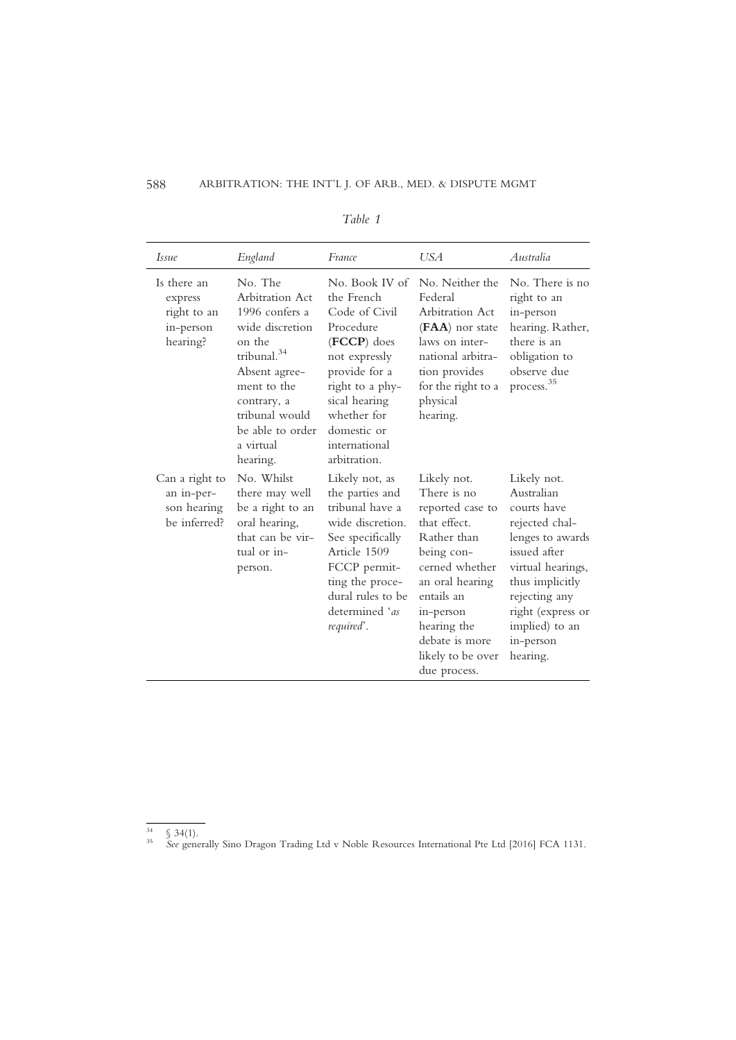*Table 1*

| *Issue* | *England* | *France* | *USA* | *Australia* |
|---|---|---|---|---|
| Is there an express right to an in-person hearing? | No. The Arbitration Act 1996 confers a wide discretion on the tribunal.[34] Absent agreement to the contrary, a tribunal would be able to order a virtual hearing. | No. Book IV of the French Code of Civil Procedure (**FCCP**) does not expressly provide for a right to a physical hearing whether for domestic or international arbitration. | No. Neither the Federal Arbitration Act (**FAA**) nor state laws on international arbitration provides for the right to a physical hearing. | No. There is no right to an in-person hearing. Rather, there is an obligation to observe due process.[35] |
| Can a right to an in-person hearing be inferred? | No. Whilst there may well be a right to an oral hearing, that can be virtual or in-person. | Likely not, as the parties and tribunal have a wide discretion. See specifically Article 1509 FCCP permitting the procedural rules to be determined '*as required*'. | Likely not. There is no reported case to that effect. Rather than being concerned whether an oral hearing entails an in-person hearing the debate is more likely to be over due process. | Likely not. Australian courts have rejected challenges to awards issued after virtual hearings, thus implicitly rejecting any right (express or implied) to an in-person hearing. |

[34] § 34(1).

[35] *See* generally Sino Dragon Trading Ltd v Noble Resources International Pte Ltd [2016] FCA 1131.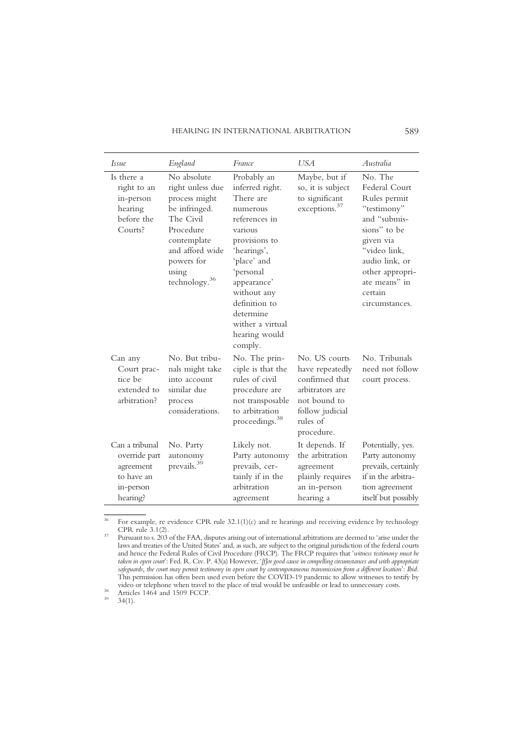| Issue | England | France | USA | Australia |
| --- | --- | --- | --- | --- |
| Is there a right to an in-person hearing before the Courts? | No absolute right unless due process might be infringed. The Civil Procedure contemplate and afford wide powers for using technology.[36] | Probably an inferred right. There are numerous references in various provisions to 'hearings', 'place' and 'personal appearance' without any definition to determine wither a virtual hearing would comply. | Maybe, but if so, it is subject to significant exceptions.[37] | No. The Federal Court Rules permit "testimony" and "submissions" to be given via "video link, audio link, or other appropriate means" in certain circumstances. |
| Can any Court practice be extended to arbitration? | No. But tribunals might take into account similar due process considerations. | No. The principle is that the rules of civil procedure are not transposable to arbitration proceedings.[38] | No. US courts have repeatedly confirmed that arbitrators are not bound to follow judicial rules of procedure. | No. Tribunals need not follow court process. |
| Can a tribunal override part agreement to have an in-person hearing? | No. Party autonomy prevails.[39] | Likely not. Party autonomy prevails, certainly if in the arbitration agreement | It depends. If the arbitration agreement plainly requires an in-person hearing a | Potentially, yes. Party autonomy prevails, certainly if in the arbitration agreement itself but possibly |

[36] For example, re evidence CPR rule 32.1(1)(c) and re hearings and receiving evidence by technology CPR rule 3.1(2).

[37] Pursuant to s. 203 of the FAA, disputes arising out of international arbitrations are deemed to 'arise under the laws and treaties of the United States' and, as such, are subject to the original jurisdiction of the federal courts and hence the Federal Rules of Civil Procedure (FRCP). The FRCP requires that '*witness testimony must be taken in open court*': Fed. R. Civ. P. 43(a) However, '*[f]or good cause in compelling circumstances and with appropriate safeguards, the court may permit testimony in open court by contemporaneous transmission from a different location*': *Ibid.* This permission has often been used even before the COVID-19 pandemic to allow witnesses to testify by video or telephone when travel to the place of trial would be unfeasible or lead to unnecessary costs.

[38] Articles 1464 and 1509 FCCP.

[39] 34(1).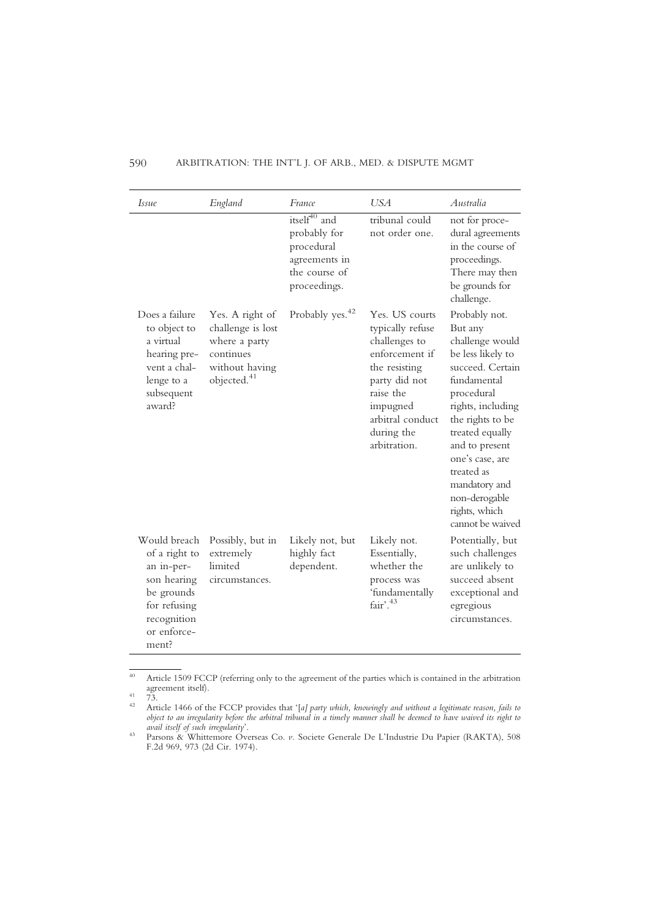| Issue | England | France | USA | Australia |
|---|---|---|---|---|
| | | itself[40] and probably for procedural agreements in the course of proceedings. | tribunal could not order one. | not for procedural agreements in the course of proceedings. There may then be grounds for challenge. |
| Does a failure to object to a virtual hearing prevent a challenge to a subsequent award? | Yes. A right of challenge is lost where a party continues without having objected.[41] | Probably yes.[42] | Yes. US courts typically refuse challenges to enforcement if the resisting party did not raise the impugned arbitral conduct during the arbitration. | Probably not. But any challenge would be less likely to succeed. Certain fundamental procedural rights, including the rights to be treated equally and to present one's case, are treated as mandatory and non-derogable rights, which cannot be waived |
| Would breach of a right to an in-person hearing be grounds for refusing recognition or enforcement? | Possibly, but in extremely limited circumstances. | Likely not, but highly fact dependent. | Likely not. Essentially, whether the process was 'fundamentally fair'.[43] | Potentially, but such challenges are unlikely to succeed absent exceptional and egregious circumstances. |

[40] Article 1509 FCCP (referring only to the agreement of the parties which is contained in the arbitration agreement itself).

[41] 73.

[42] Article 1466 of the FCCP provides that '*[a] party which, knowingly and without a legitimate reason, fails to object to an irregularity before the arbitral tribunal in a timely manner shall be deemed to have waived its right to avail itself of such irregularity*'.

[43] Parsons & Whittemore Overseas Co. *v.* Societe Generale De L'Industrie Du Papier (RAKTA), 508 F.2d 969, 973 (2d Cir. 1974).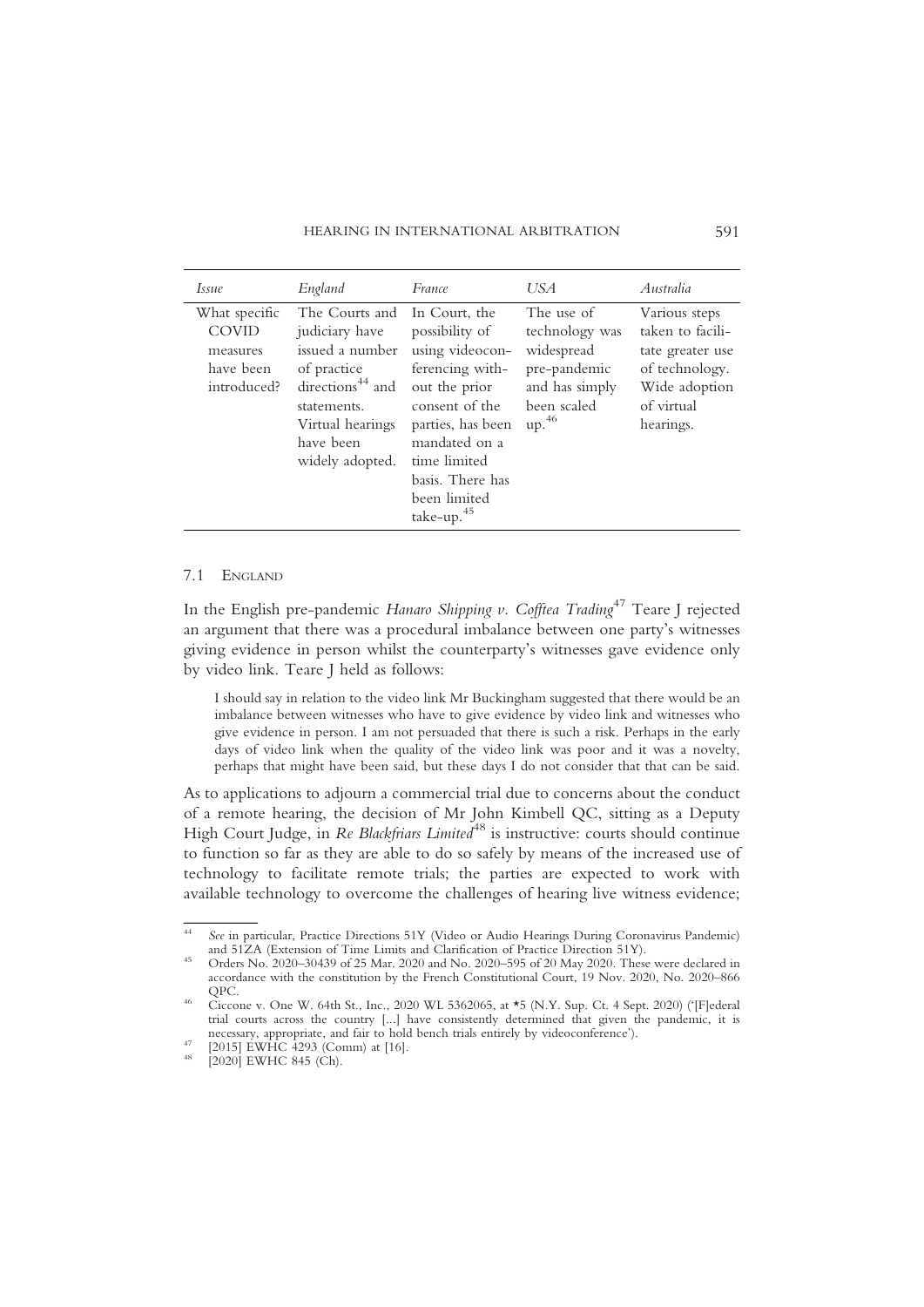| *Issue* | *England* | *France* | *USA* | *Australia* |
| --- | --- | --- | --- | --- |
| What specific COVID measures have been introduced? | The Courts and judiciary have issued a number of practice directions[44] and statements. Virtual hearings have been widely adopted. | In Court, the possibility of using videoconferencing without the prior consent of the parties, has been mandated on a time limited basis. There has been limited take-up.[45] | The use of technology was widespread pre-pandemic and has simply been scaled up.[46] | Various steps taken to facilitate greater use of technology. Wide adoption of virtual hearings. |

### 7.1 ENGLAND

In the English pre-pandemic *Hanaro Shipping v. Cofftea Trading*[47] Teare J rejected an argument that there was a procedural imbalance between one party's witnesses giving evidence in person whilst the counterparty's witnesses gave evidence only by video link. Teare J held as follows:

> I should say in relation to the video link Mr Buckingham suggested that there would be an imbalance between witnesses who have to give evidence by video link and witnesses who give evidence in person. I am not persuaded that there is such a risk. Perhaps in the early days of video link when the quality of the video link was poor and it was a novelty, perhaps that might have been said, but these days I do not consider that that can be said.

As to applications to adjourn a commercial trial due to concerns about the conduct of a remote hearing, the decision of Mr John Kimbell QC, sitting as a Deputy High Court Judge, in *Re Blackfriars Limited*[48] is instructive: courts should continue to function so far as they are able to do so safely by means of the increased use of technology to facilitate remote trials; the parties are expected to work with available technology to overcome the challenges of hearing live witness evidence;

---

[44] *See* in particular, Practice Directions 51Y (Video or Audio Hearings During Coronavirus Pandemic) and 51ZA (Extension of Time Limits and Clarification of Practice Direction 51Y).

[45] Orders No. 2020–30439 of 25 Mar. 2020 and No. 2020–595 of 20 May 2020. These were declared in accordance with the constitution by the French Constitutional Court, 19 Nov. 2020, No. 2020–866 QPC.

[46] Ciccone v. One W. 64th St., Inc., 2020 WL 5362065, at *5 (N.Y. Sup. Ct. 4 Sept. 2020) ('[F]ederal trial courts across the country [...] have consistently determined that given the pandemic, it is necessary, appropriate, and fair to hold bench trials entirely by videoconference').

[47] [2015] EWHC 4293 (Comm) at [16].

[48] [2020] EWHC 845 (Ch).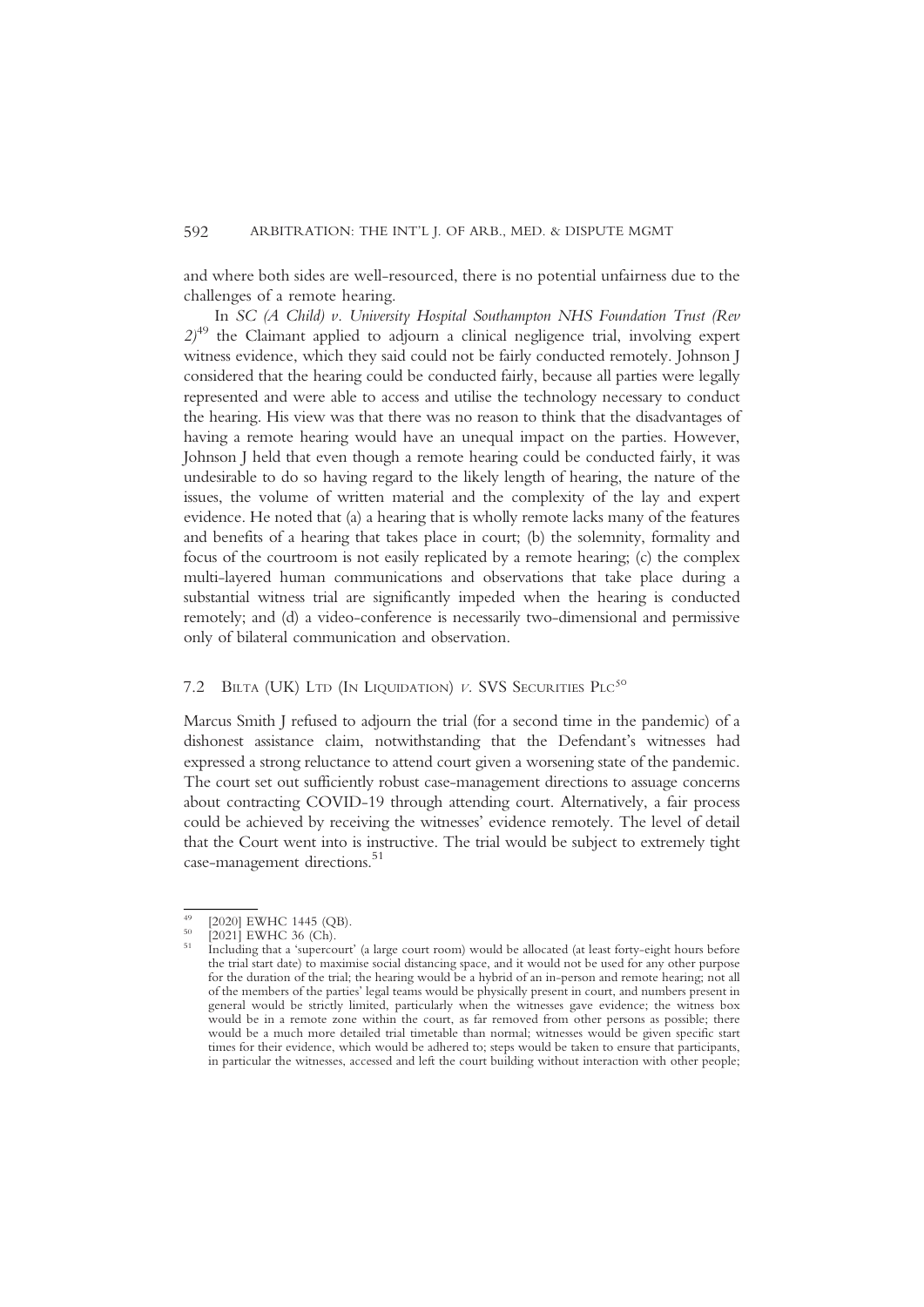and where both sides are well-resourced, there is no potential unfairness due to the challenges of a remote hearing.

In *SC (A Child) v. University Hospital Southampton NHS Foundation Trust (Rev 2)*[49] the Claimant applied to adjourn a clinical negligence trial, involving expert witness evidence, which they said could not be fairly conducted remotely. Johnson J considered that the hearing could be conducted fairly, because all parties were legally represented and were able to access and utilise the technology necessary to conduct the hearing. His view was that there was no reason to think that the disadvantages of having a remote hearing would have an unequal impact on the parties. However, Johnson J held that even though a remote hearing could be conducted fairly, it was undesirable to do so having regard to the likely length of hearing, the nature of the issues, the volume of written material and the complexity of the lay and expert evidence. He noted that (a) a hearing that is wholly remote lacks many of the features and benefits of a hearing that takes place in court; (b) the solemnity, formality and focus of the courtroom is not easily replicated by a remote hearing; (c) the complex multi-layered human communications and observations that take place during a substantial witness trial are significantly impeded when the hearing is conducted remotely; and (d) a video-conference is necessarily two-dimensional and permissive only of bilateral communication and observation.

### 7.2 Bilta (UK) Ltd (In Liquidation) *v.* SVS Securities Plc[50]

Marcus Smith J refused to adjourn the trial (for a second time in the pandemic) of a dishonest assistance claim, notwithstanding that the Defendant's witnesses had expressed a strong reluctance to attend court given a worsening state of the pandemic. The court set out sufficiently robust case-management directions to assuage concerns about contracting COVID-19 through attending court. Alternatively, a fair process could be achieved by receiving the witnesses' evidence remotely. The level of detail that the Court went into is instructive. The trial would be subject to extremely tight case-management directions.[51]

---

[49] [2020] EWHC 1445 (QB).

[50] [2021] EWHC 36 (Ch).

[51] Including that a 'supercourt' (a large court room) would be allocated (at least forty-eight hours before the trial start date) to maximise social distancing space, and it would not be used for any other purpose for the duration of the trial; the hearing would be a hybrid of an in-person and remote hearing; not all of the members of the parties' legal teams would be physically present in court, and numbers present in general would be strictly limited, particularly when the witnesses gave evidence; the witness box would be in a remote zone within the court, as far removed from other persons as possible; there would be a much more detailed trial timetable than normal; witnesses would be given specific start times for their evidence, which would be adhered to; steps would be taken to ensure that participants, in particular the witnesses, accessed and left the court building without interaction with other people;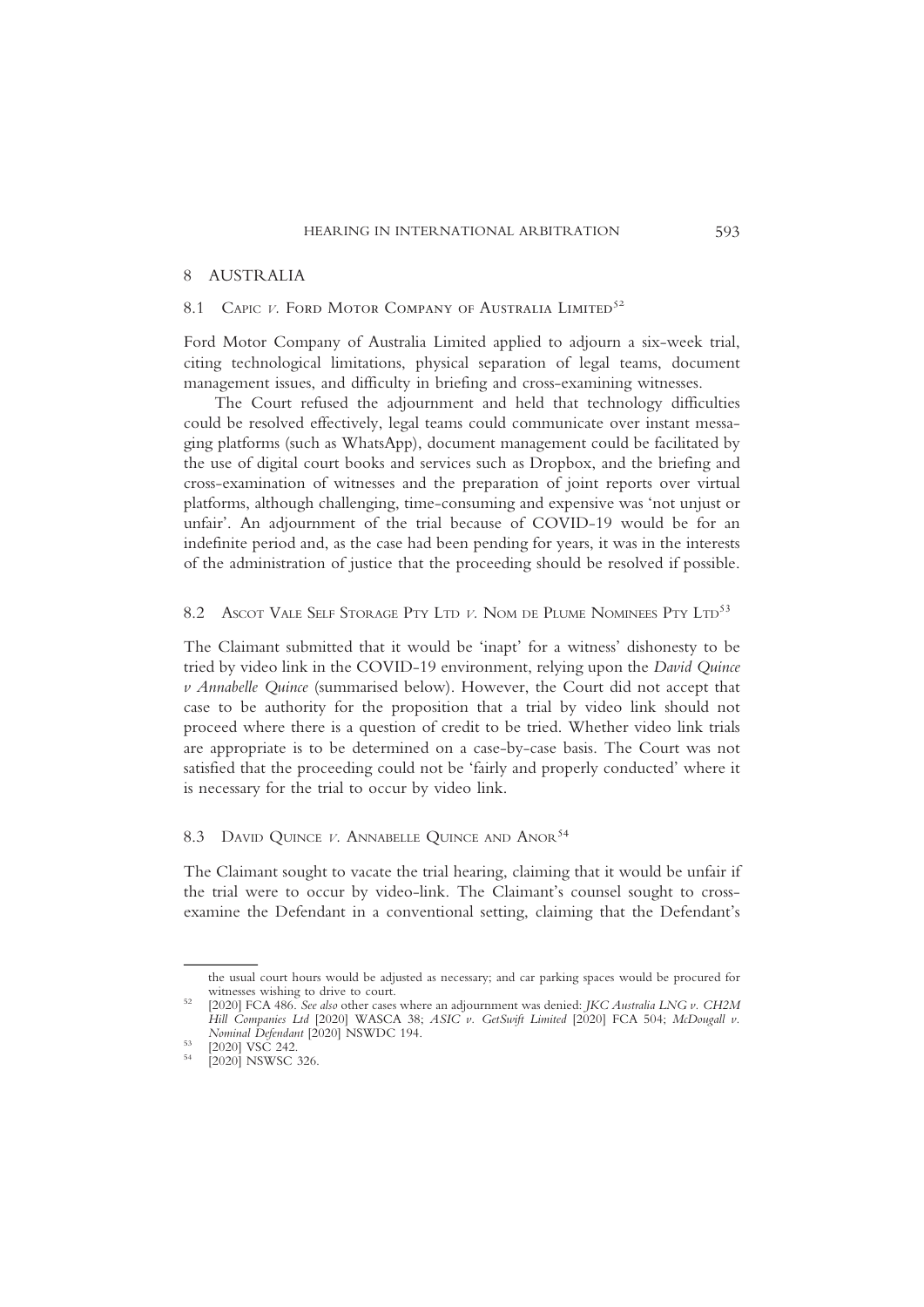## 8 AUSTRALIA

### 8.1 CAPIC *v.* FORD MOTOR COMPANY OF AUSTRALIA LIMITED[52]

Ford Motor Company of Australia Limited applied to adjourn a six-week trial, citing technological limitations, physical separation of legal teams, document management issues, and difficulty in briefing and cross-examining witnesses.

The Court refused the adjournment and held that technology difficulties could be resolved effectively, legal teams could communicate over instant messaging platforms (such as WhatsApp), document management could be facilitated by the use of digital court books and services such as Dropbox, and the briefing and cross-examination of witnesses and the preparation of joint reports over virtual platforms, although challenging, time-consuming and expensive was 'not unjust or unfair'. An adjournment of the trial because of COVID-19 would be for an indefinite period and, as the case had been pending for years, it was in the interests of the administration of justice that the proceeding should be resolved if possible.

### 8.2 ASCOT VALE SELF STORAGE PTY LTD *v.* NOM DE PLUME NOMINEES PTY LTD[53]

The Claimant submitted that it would be 'inapt' for a witness' dishonesty to be tried by video link in the COVID-19 environment, relying upon the *David Quince v Annabelle Quince* (summarised below). However, the Court did not accept that case to be authority for the proposition that a trial by video link should not proceed where there is a question of credit to be tried. Whether video link trials are appropriate is to be determined on a case-by-case basis. The Court was not satisfied that the proceeding could not be 'fairly and properly conducted' where it is necessary for the trial to occur by video link.

### 8.3 DAVID QUINCE *v.* ANNABELLE QUINCE AND ANOR[54]

The Claimant sought to vacate the trial hearing, claiming that it would be unfair if the trial were to occur by video-link. The Claimant's counsel sought to cross-examine the Defendant in a conventional setting, claiming that the Defendant's

---

the usual court hours would be adjusted as necessary; and car parking spaces would be procured for witnesses wishing to drive to court.

[52] [2020] FCA 486. *See also* other cases where an adjournment was denied: *JKC Australia LNG v. CH2M Hill Companies Ltd* [2020] WASCA 38; *ASIC v. GetSwift Limited* [2020] FCA 504; *McDougall v. Nominal Defendant* [2020] NSWDC 194.

[53] [2020] VSC 242.

[54] [2020] NSWSC 326.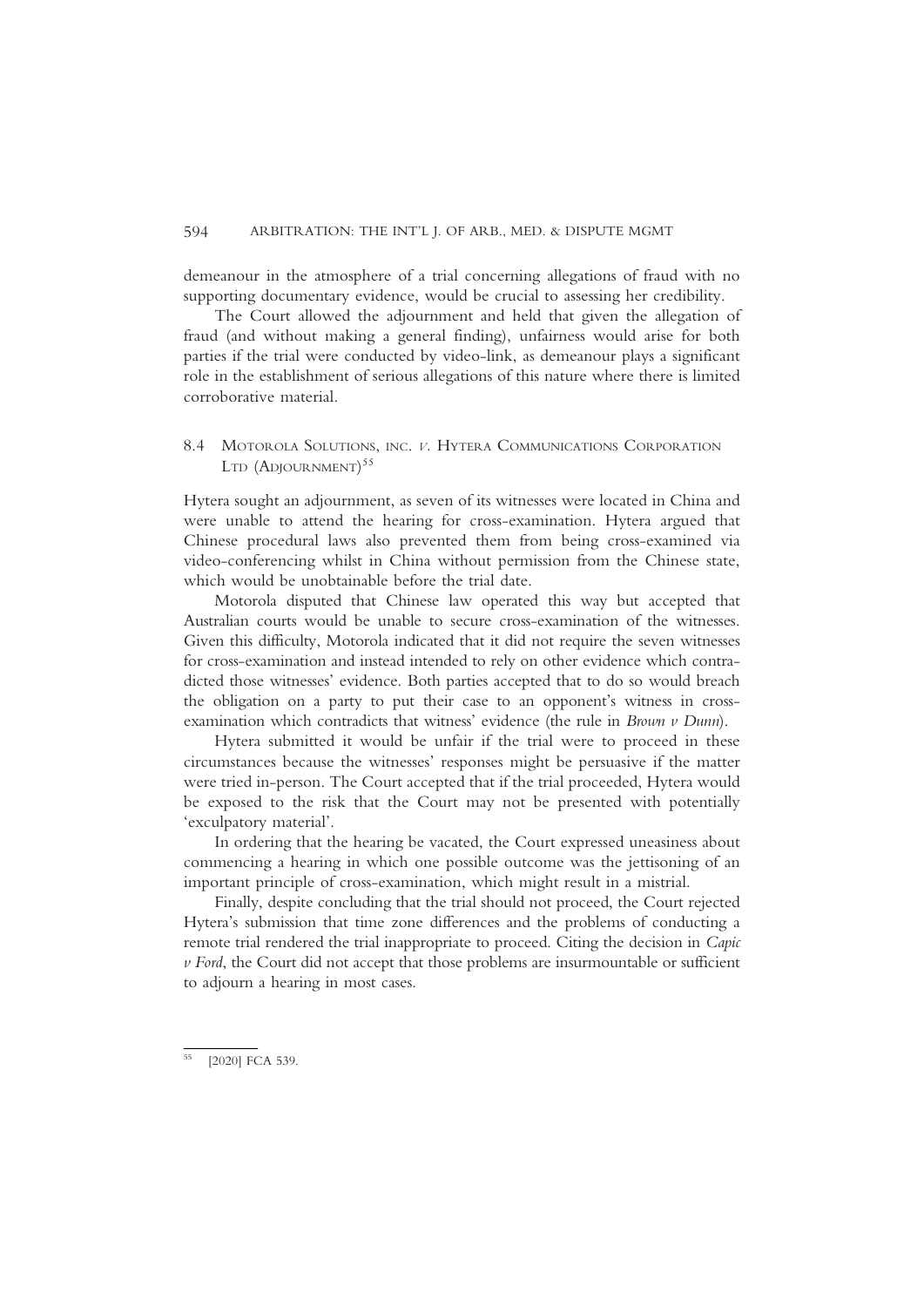demeanour in the atmosphere of a trial concerning allegations of fraud with no supporting documentary evidence, would be crucial to assessing her credibility.

The Court allowed the adjournment and held that given the allegation of fraud (and without making a general finding), unfairness would arise for both parties if the trial were conducted by video-link, as demeanour plays a significant role in the establishment of serious allegations of this nature where there is limited corroborative material.

### 8.4 Motorola Solutions, Inc. *v.* Hytera Communications Corporation Ltd (Adjournment)[55]

Hytera sought an adjournment, as seven of its witnesses were located in China and were unable to attend the hearing for cross-examination. Hytera argued that Chinese procedural laws also prevented them from being cross-examined via video-conferencing whilst in China without permission from the Chinese state, which would be unobtainable before the trial date.

Motorola disputed that Chinese law operated this way but accepted that Australian courts would be unable to secure cross-examination of the witnesses. Given this difficulty, Motorola indicated that it did not require the seven witnesses for cross-examination and instead intended to rely on other evidence which contradicted those witnesses' evidence. Both parties accepted that to do so would breach the obligation on a party to put their case to an opponent's witness in cross-examination which contradicts that witness' evidence (the rule in *Brown v Dunn*).

Hytera submitted it would be unfair if the trial were to proceed in these circumstances because the witnesses' responses might be persuasive if the matter were tried in-person. The Court accepted that if the trial proceeded, Hytera would be exposed to the risk that the Court may not be presented with potentially 'exculpatory material'.

In ordering that the hearing be vacated, the Court expressed uneasiness about commencing a hearing in which one possible outcome was the jettisoning of an important principle of cross-examination, which might result in a mistrial.

Finally, despite concluding that the trial should not proceed, the Court rejected Hytera's submission that time zone differences and the problems of conducting a remote trial rendered the trial inappropriate to proceed. Citing the decision in *Capic v Ford*, the Court did not accept that those problems are insurmountable or sufficient to adjourn a hearing in most cases.

---

[55] [2020] FCA 539.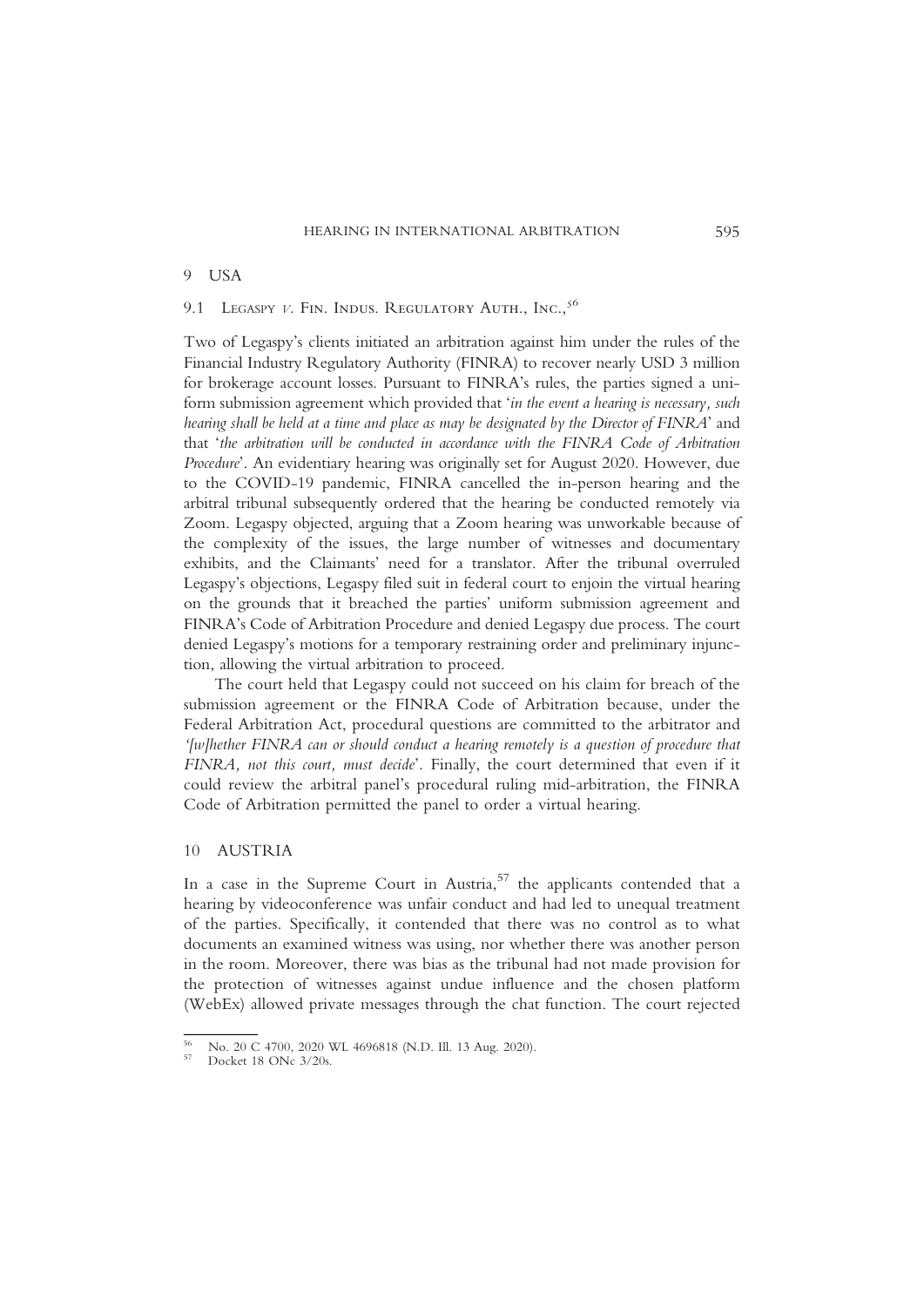## 9 USA

### 9.1 LEGASPY *V.* FIN. INDUS. REGULATORY AUTH., INC.,[56]

Two of Legaspy's clients initiated an arbitration against him under the rules of the Financial Industry Regulatory Authority (FINRA) to recover nearly USD 3 million for brokerage account losses. Pursuant to FINRA's rules, the parties signed a uniform submission agreement which provided that '*in the event a hearing is necessary, such hearing shall be held at a time and place as may be designated by the Director of FINRA*' and that '*the arbitration will be conducted in accordance with the FINRA Code of Arbitration Procedure*'. An evidentiary hearing was originally set for August 2020. However, due to the COVID-19 pandemic, FINRA cancelled the in-person hearing and the arbitral tribunal subsequently ordered that the hearing be conducted remotely via Zoom. Legaspy objected, arguing that a Zoom hearing was unworkable because of the complexity of the issues, the large number of witnesses and documentary exhibits, and the Claimants' need for a translator. After the tribunal overruled Legaspy's objections, Legaspy filed suit in federal court to enjoin the virtual hearing on the grounds that it breached the parties' uniform submission agreement and FINRA's Code of Arbitration Procedure and denied Legaspy due process. The court denied Legaspy's motions for a temporary restraining order and preliminary injunction, allowing the virtual arbitration to proceed.

The court held that Legaspy could not succeed on his claim for breach of the submission agreement or the FINRA Code of Arbitration because, under the Federal Arbitration Act, procedural questions are committed to the arbitrator and '*[w]hether FINRA can or should conduct a hearing remotely is a question of procedure that FINRA, not this court, must decide*'. Finally, the court determined that even if it could review the arbitral panel's procedural ruling mid-arbitration, the FINRA Code of Arbitration permitted the panel to order a virtual hearing.

## 10 AUSTRIA

In a case in the Supreme Court in Austria,[57] the applicants contended that a hearing by videoconference was unfair conduct and had led to unequal treatment of the parties. Specifically, it contended that there was no control as to what documents an examined witness was using, nor whether there was another person in the room. Moreover, there was bias as the tribunal had not made provision for the protection of witnesses against undue influence and the chosen platform (WebEx) allowed private messages through the chat function. The court rejected

[56] No. 20 C 4700, 2020 WL 4696818 (N.D. Ill. 13 Aug. 2020).

[57] Docket 18 ONc 3/20s.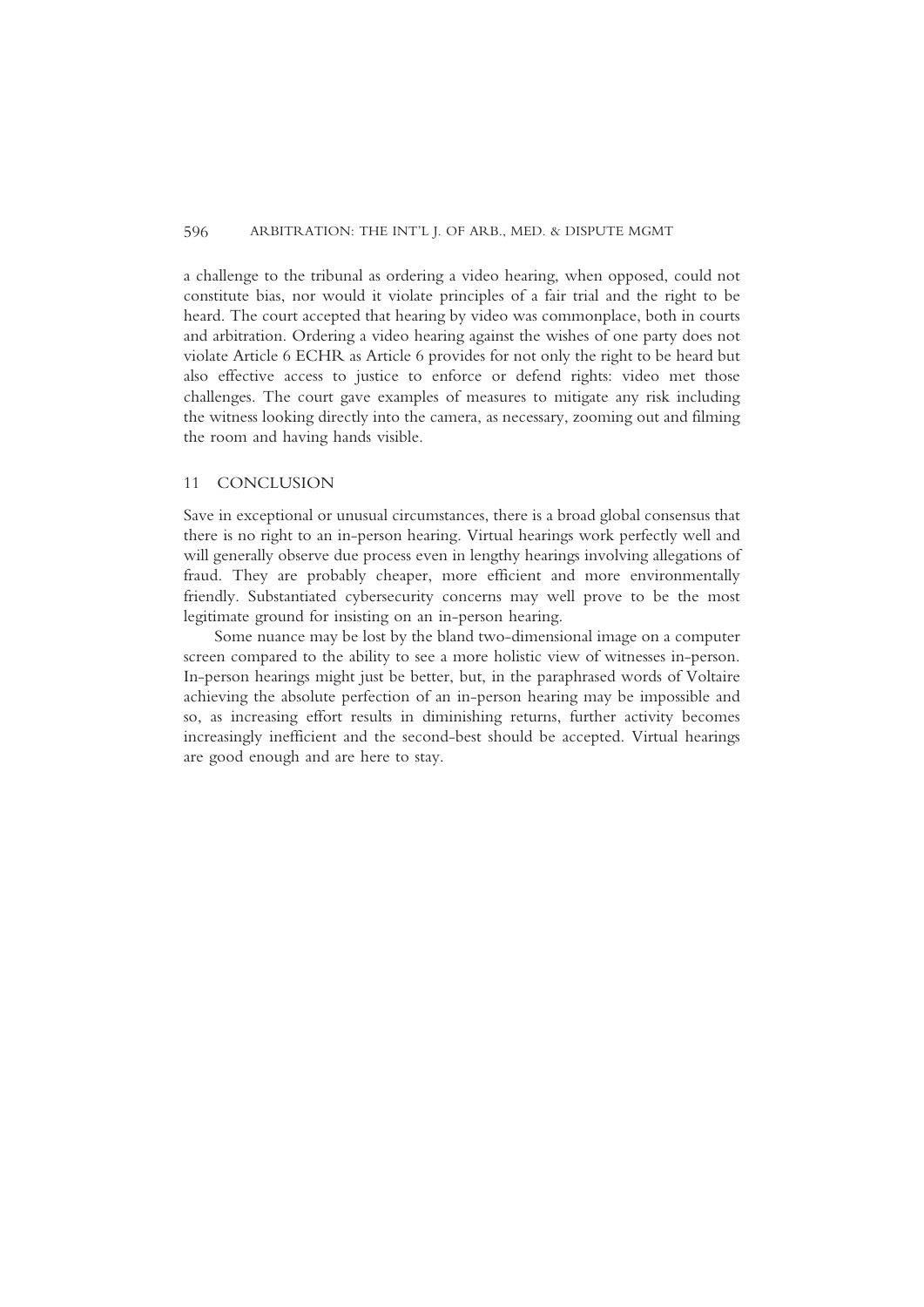a challenge to the tribunal as ordering a video hearing, when opposed, could not constitute bias, nor would it violate principles of a fair trial and the right to be heard. The court accepted that hearing by video was commonplace, both in courts and arbitration. Ordering a video hearing against the wishes of one party does not violate Article 6 ECHR as Article 6 provides for not only the right to be heard but also effective access to justice to enforce or defend rights: video met those challenges. The court gave examples of measures to mitigate any risk including the witness looking directly into the camera, as necessary, zooming out and filming the room and having hands visible.

## 11 CONCLUSION

Save in exceptional or unusual circumstances, there is a broad global consensus that there is no right to an in-person hearing. Virtual hearings work perfectly well and will generally observe due process even in lengthy hearings involving allegations of fraud. They are probably cheaper, more efficient and more environmentally friendly. Substantiated cybersecurity concerns may well prove to be the most legitimate ground for insisting on an in-person hearing.

Some nuance may be lost by the bland two-dimensional image on a computer screen compared to the ability to see a more holistic view of witnesses in-person. In-person hearings might just be better, but, in the paraphrased words of Voltaire achieving the absolute perfection of an in-person hearing may be impossible and so, as increasing effort results in diminishing returns, further activity becomes increasingly inefficient and the second-best should be accepted. Virtual hearings are good enough and are here to stay.